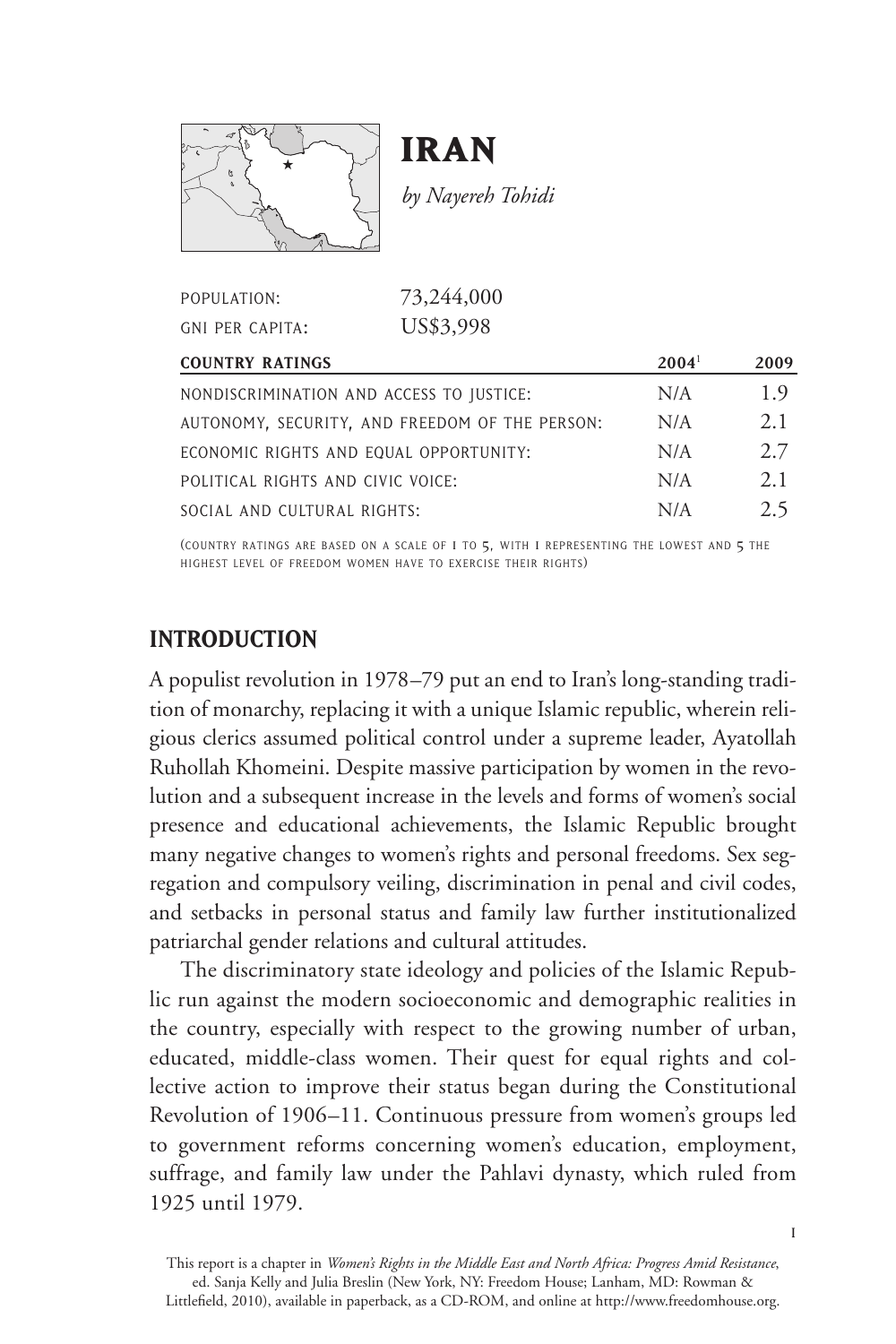# IRAN

*by Nayereh Tohidi*

| | |
|---|---|
| POPULATION: | 73,244,000 |
| GNI PER CAPITA: | US$3,998 |

| COUNTRY RATINGS | 2004[1] | 2009 |
|---|---|---|
| NONDISCRIMINATION AND ACCESS TO JUSTICE: | N/A | 1.9 |
| AUTONOMY, SECURITY, AND FREEDOM OF THE PERSON: | N/A | 2.1 |
| ECONOMIC RIGHTS AND EQUAL OPPORTUNITY: | N/A | 2.7 |
| POLITICAL RIGHTS AND CIVIC VOICE: | N/A | 2.1 |
| SOCIAL AND CULTURAL RIGHTS: | N/A | 2.5 |

(COUNTRY RATINGS ARE BASED ON A SCALE OF 1 TO 5, WITH 1 REPRESENTING THE LOWEST AND 5 THE HIGHEST LEVEL OF FREEDOM WOMEN HAVE TO EXERCISE THEIR RIGHTS)

## INTRODUCTION

A populist revolution in 1978–79 put an end to Iran's long-standing tradition of monarchy, replacing it with a unique Islamic republic, wherein religious clerics assumed political control under a supreme leader, Ayatollah Ruhollah Khomeini. Despite massive participation by women in the revolution and a subsequent increase in the levels and forms of women's social presence and educational achievements, the Islamic Republic brought many negative changes to women's rights and personal freedoms. Sex segregation and compulsory veiling, discrimination in penal and civil codes, and setbacks in personal status and family law further institutionalized patriarchal gender relations and cultural attitudes.

The discriminatory state ideology and policies of the Islamic Republic run against the modern socioeconomic and demographic realities in the country, especially with respect to the growing number of urban, educated, middle-class women. Their quest for equal rights and collective action to improve their status began during the Constitutional Revolution of 1906–11. Continuous pressure from women's groups led to government reforms concerning women's education, employment, suffrage, and family law under the Pahlavi dynasty, which ruled from 1925 until 1979.

This report is a chapter in *Women's Rights in the Middle East and North Africa: Progress Amid Resistance*, ed. Sanja Kelly and Julia Breslin (New York, NY: Freedom House; Lanham, MD: Rowman & Littlefield, 2010), available in paperback, as a CD-ROM, and online at http://www.freedomhouse.org.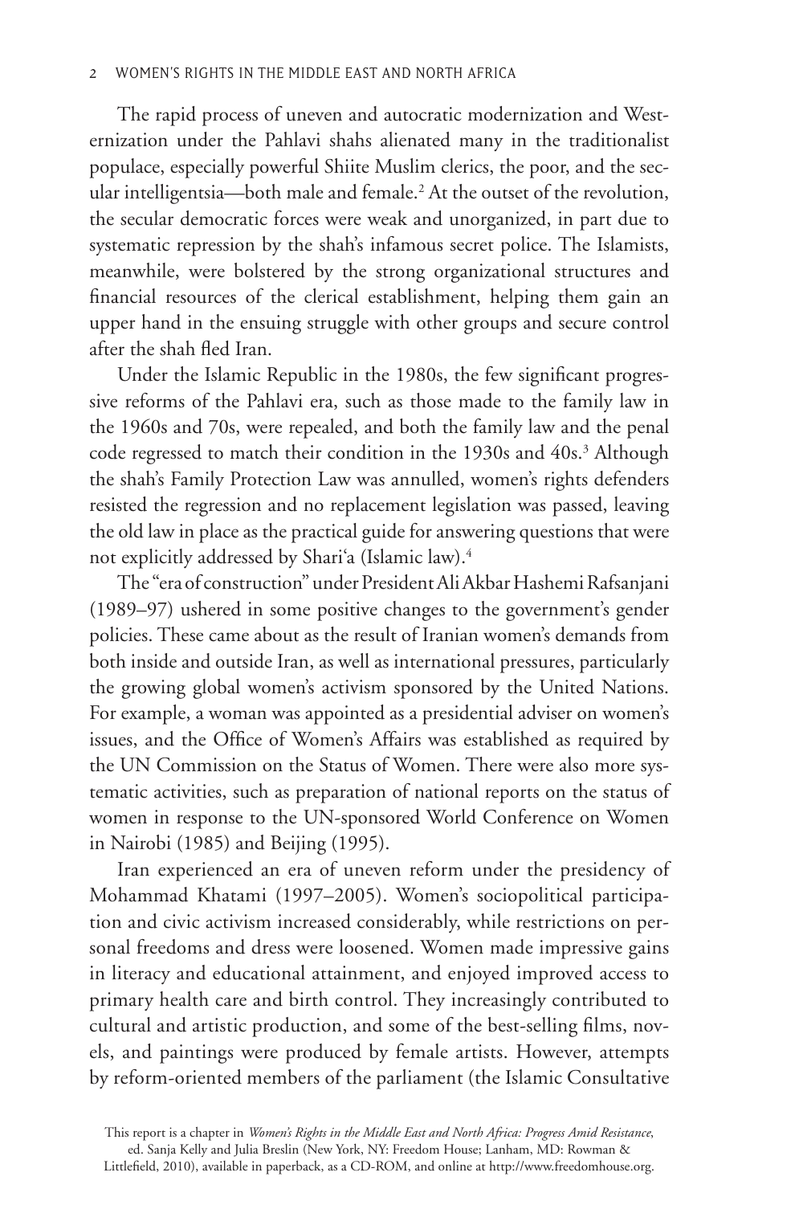The rapid process of uneven and autocratic modernization and Westernization under the Pahlavi shahs alienated many in the traditionalist populace, especially powerful Shiite Muslim clerics, the poor, and the secular intelligentsia—both male and female.[2] At the outset of the revolution, the secular democratic forces were weak and unorganized, in part due to systematic repression by the shah's infamous secret police. The Islamists, meanwhile, were bolstered by the strong organizational structures and financial resources of the clerical establishment, helping them gain an upper hand in the ensuing struggle with other groups and secure control after the shah fled Iran.

Under the Islamic Republic in the 1980s, the few significant progressive reforms of the Pahlavi era, such as those made to the family law in the 1960s and 70s, were repealed, and both the family law and the penal code regressed to match their condition in the 1930s and 40s.[3] Although the shah's Family Protection Law was annulled, women's rights defenders resisted the regression and no replacement legislation was passed, leaving the old law in place as the practical guide for answering questions that were not explicitly addressed by Shari'a (Islamic law).[4]

The "era of construction" under President Ali Akbar Hashemi Rafsanjani (1989–97) ushered in some positive changes to the government's gender policies. These came about as the result of Iranian women's demands from both inside and outside Iran, as well as international pressures, particularly the growing global women's activism sponsored by the United Nations. For example, a woman was appointed as a presidential adviser on women's issues, and the Office of Women's Affairs was established as required by the UN Commission on the Status of Women. There were also more systematic activities, such as preparation of national reports on the status of women in response to the UN-sponsored World Conference on Women in Nairobi (1985) and Beijing (1995).

Iran experienced an era of uneven reform under the presidency of Mohammad Khatami (1997–2005). Women's sociopolitical participation and civic activism increased considerably, while restrictions on personal freedoms and dress were loosened. Women made impressive gains in literacy and educational attainment, and enjoyed improved access to primary health care and birth control. They increasingly contributed to cultural and artistic production, and some of the best-selling films, novels, and paintings were produced by female artists. However, attempts by reform-oriented members of the parliament (the Islamic Consultative

This report is a chapter in *Women's Rights in the Middle East and North Africa: Progress Amid Resistance*, ed. Sanja Kelly and Julia Breslin (New York, NY: Freedom House; Lanham, MD: Rowman & Littlefield, 2010), available in paperback, as a CD-ROM, and online at http://www.freedomhouse.org.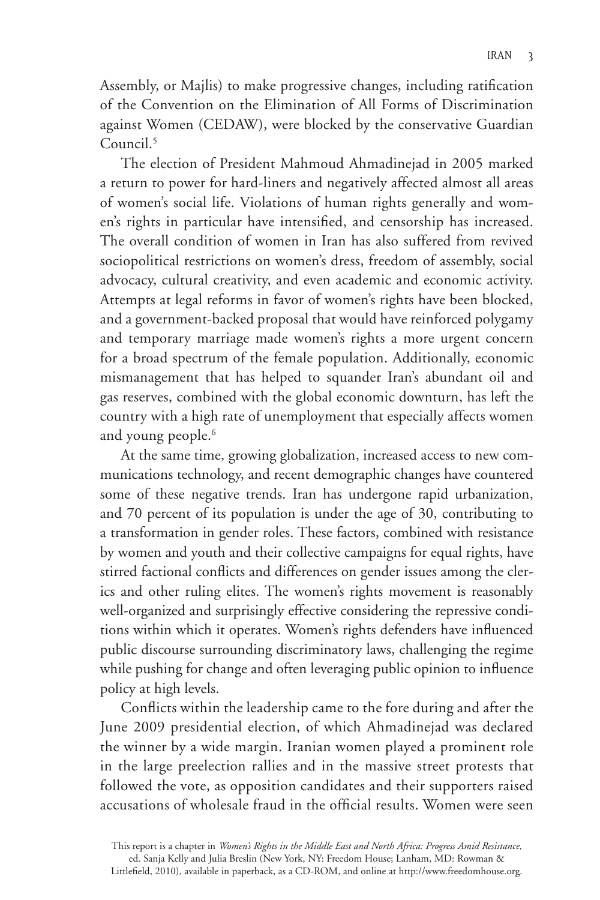Assembly, or Majlis) to make progressive changes, including ratification of the Convention on the Elimination of All Forms of Discrimination against Women (CEDAW), were blocked by the conservative Guardian Council.[5]

The election of President Mahmoud Ahmadinejad in 2005 marked a return to power for hard-liners and negatively affected almost all areas of women's social life. Violations of human rights generally and women's rights in particular have intensified, and censorship has increased. The overall condition of women in Iran has also suffered from revived sociopolitical restrictions on women's dress, freedom of assembly, social advocacy, cultural creativity, and even academic and economic activity. Attempts at legal reforms in favor of women's rights have been blocked, and a government-backed proposal that would have reinforced polygamy and temporary marriage made women's rights a more urgent concern for a broad spectrum of the female population. Additionally, economic mismanagement that has helped to squander Iran's abundant oil and gas reserves, combined with the global economic downturn, has left the country with a high rate of unemployment that especially affects women and young people.[6]

At the same time, growing globalization, increased access to new communications technology, and recent demographic changes have countered some of these negative trends. Iran has undergone rapid urbanization, and 70 percent of its population is under the age of 30, contributing to a transformation in gender roles. These factors, combined with resistance by women and youth and their collective campaigns for equal rights, have stirred factional conflicts and differences on gender issues among the clerics and other ruling elites. The women's rights movement is reasonably well-organized and surprisingly effective considering the repressive conditions within which it operates. Women's rights defenders have influenced public discourse surrounding discriminatory laws, challenging the regime while pushing for change and often leveraging public opinion to influence policy at high levels.

Conflicts within the leadership came to the fore during and after the June 2009 presidential election, of which Ahmadinejad was declared the winner by a wide margin. Iranian women played a prominent role in the large preelection rallies and in the massive street protests that followed the vote, as opposition candidates and their supporters raised accusations of wholesale fraud in the official results. Women were seen

This report is a chapter in *Women's Rights in the Middle East and North Africa: Progress Amid Resistance*, ed. Sanja Kelly and Julia Breslin (New York, NY: Freedom House; Lanham, MD: Rowman & Littlefield, 2010), available in paperback, as a CD-ROM, and online at http://www.freedomhouse.org.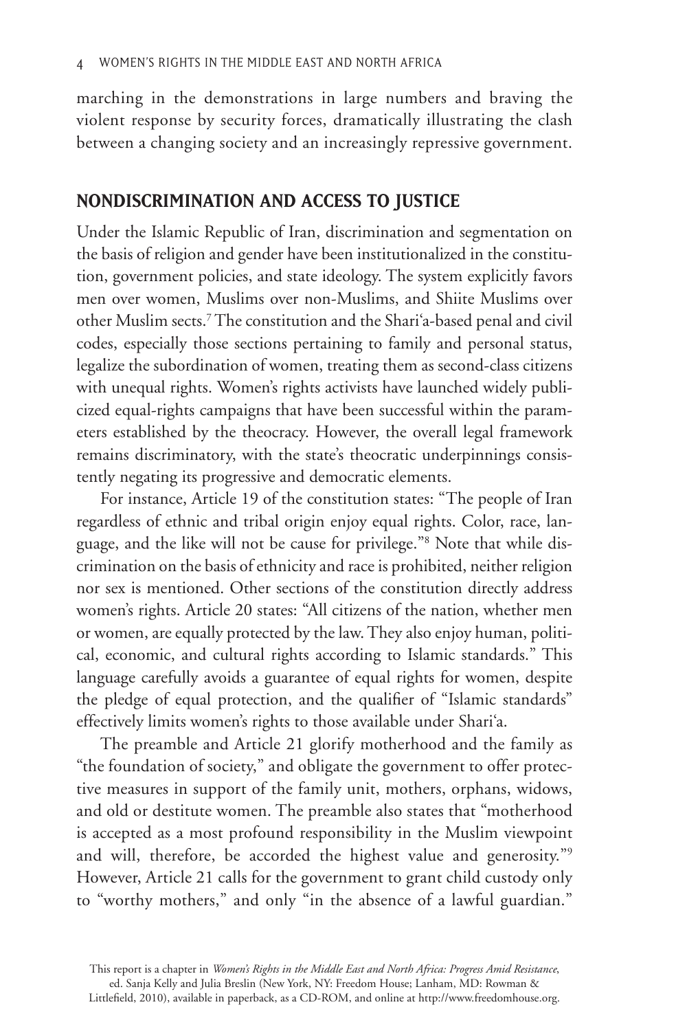marching in the demonstrations in large numbers and braving the violent response by security forces, dramatically illustrating the clash between a changing society and an increasingly repressive government.

## NONDISCRIMINATION AND ACCESS TO JUSTICE

Under the Islamic Republic of Iran, discrimination and segmentation on the basis of religion and gender have been institutionalized in the constitution, government policies, and state ideology. The system explicitly favors men over women, Muslims over non-Muslims, and Shiite Muslims over other Muslim sects.[7] The constitution and the Shari'a-based penal and civil codes, especially those sections pertaining to family and personal status, legalize the subordination of women, treating them as second-class citizens with unequal rights. Women's rights activists have launched widely publicized equal-rights campaigns that have been successful within the parameters established by the theocracy. However, the overall legal framework remains discriminatory, with the state's theocratic underpinnings consistently negating its progressive and democratic elements.

For instance, Article 19 of the constitution states: "The people of Iran regardless of ethnic and tribal origin enjoy equal rights. Color, race, language, and the like will not be cause for privilege."[8] Note that while discrimination on the basis of ethnicity and race is prohibited, neither religion nor sex is mentioned. Other sections of the constitution directly address women's rights. Article 20 states: "All citizens of the nation, whether men or women, are equally protected by the law. They also enjoy human, political, economic, and cultural rights according to Islamic standards." This language carefully avoids a guarantee of equal rights for women, despite the pledge of equal protection, and the qualifier of "Islamic standards" effectively limits women's rights to those available under Shari'a.

The preamble and Article 21 glorify motherhood and the family as "the foundation of society," and obligate the government to offer protective measures in support of the family unit, mothers, orphans, widows, and old or destitute women. The preamble also states that "motherhood is accepted as a most profound responsibility in the Muslim viewpoint and will, therefore, be accorded the highest value and generosity."[9] However, Article 21 calls for the government to grant child custody only to "worthy mothers," and only "in the absence of a lawful guardian."

This report is a chapter in *Women's Rights in the Middle East and North Africa: Progress Amid Resistance*, ed. Sanja Kelly and Julia Breslin (New York, NY: Freedom House; Lanham, MD: Rowman & Littlefield, 2010), available in paperback, as a CD-ROM, and online at http://www.freedomhouse.org.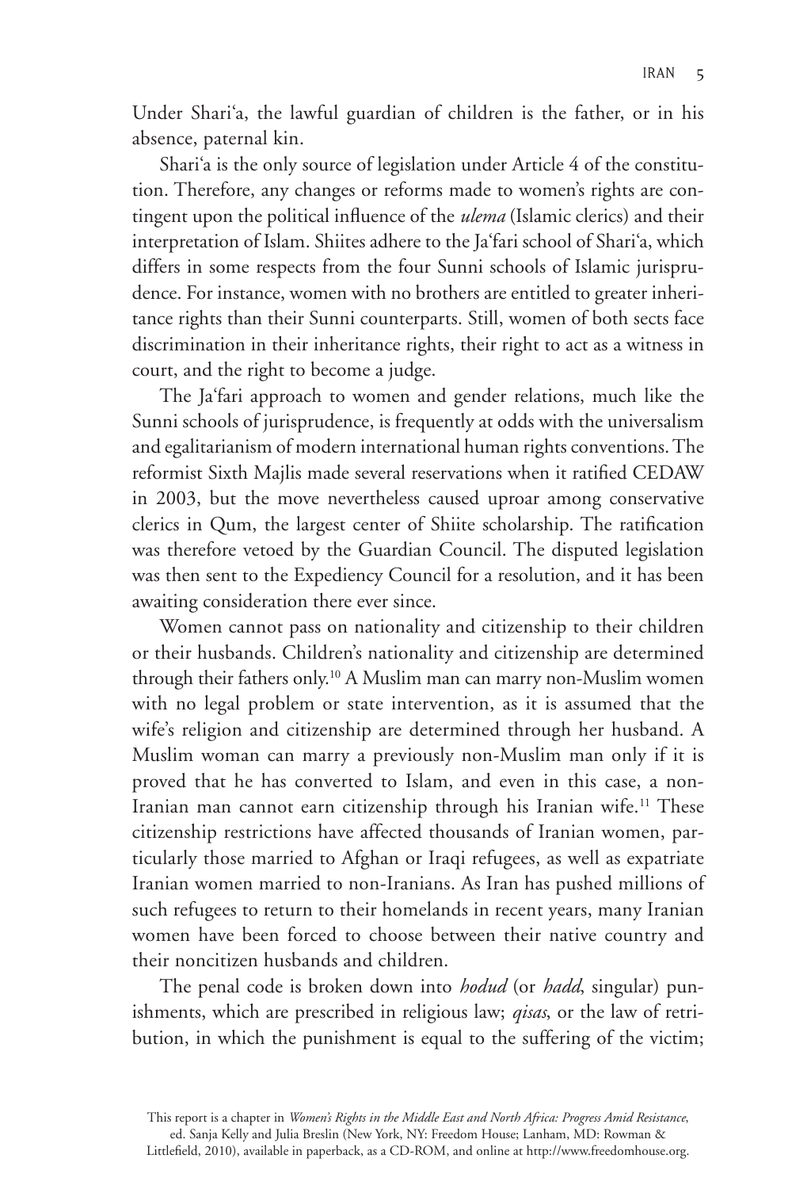Under Shari'a, the lawful guardian of children is the father, or in his absence, paternal kin.

Shari'a is the only source of legislation under Article 4 of the constitution. Therefore, any changes or reforms made to women's rights are contingent upon the political influence of the *ulema* (Islamic clerics) and their interpretation of Islam. Shiites adhere to the Ja'fari school of Shari'a, which differs in some respects from the four Sunni schools of Islamic jurisprudence. For instance, women with no brothers are entitled to greater inheritance rights than their Sunni counterparts. Still, women of both sects face discrimination in their inheritance rights, their right to act as a witness in court, and the right to become a judge.

The Ja'fari approach to women and gender relations, much like the Sunni schools of jurisprudence, is frequently at odds with the universalism and egalitarianism of modern international human rights conventions. The reformist Sixth Majlis made several reservations when it ratified CEDAW in 2003, but the move nevertheless caused uproar among conservative clerics in Qum, the largest center of Shiite scholarship. The ratification was therefore vetoed by the Guardian Council. The disputed legislation was then sent to the Expediency Council for a resolution, and it has been awaiting consideration there ever since.

Women cannot pass on nationality and citizenship to their children or their husbands. Children's nationality and citizenship are determined through their fathers only.[10] A Muslim man can marry non-Muslim women with no legal problem or state intervention, as it is assumed that the wife's religion and citizenship are determined through her husband. A Muslim woman can marry a previously non-Muslim man only if it is proved that he has converted to Islam, and even in this case, a non-Iranian man cannot earn citizenship through his Iranian wife.[11] These citizenship restrictions have affected thousands of Iranian women, particularly those married to Afghan or Iraqi refugees, as well as expatriate Iranian women married to non-Iranians. As Iran has pushed millions of such refugees to return to their homelands in recent years, many Iranian women have been forced to choose between their native country and their noncitizen husbands and children.

The penal code is broken down into *hodud* (or *hadd*, singular) punishments, which are prescribed in religious law; *qisas*, or the law of retribution, in which the punishment is equal to the suffering of the victim;

This report is a chapter in *Women's Rights in the Middle East and North Africa: Progress Amid Resistance*, ed. Sanja Kelly and Julia Breslin (New York, NY: Freedom House; Lanham, MD: Rowman & Littlefield, 2010), available in paperback, as a CD-ROM, and online at http://www.freedomhouse.org.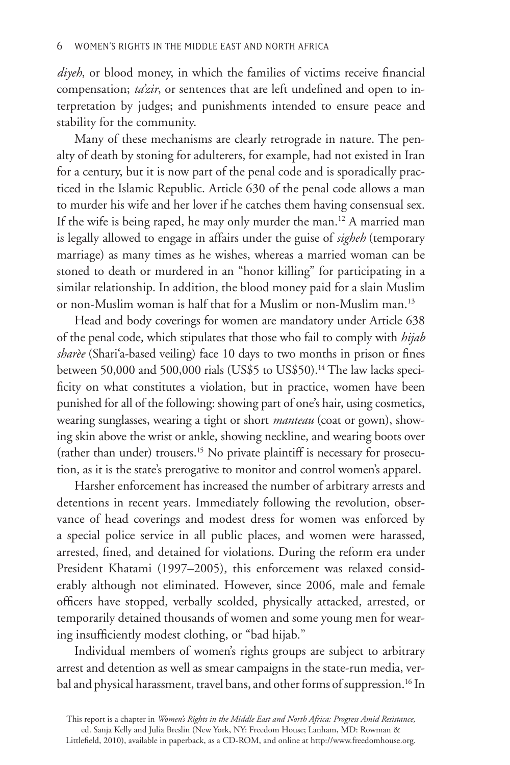*diyeh*, or blood money, in which the families of victims receive financial compensation; *ta'zir*, or sentences that are left undefined and open to interpretation by judges; and punishments intended to ensure peace and stability for the community.

Many of these mechanisms are clearly retrograde in nature. The penalty of death by stoning for adulterers, for example, had not existed in Iran for a century, but it is now part of the penal code and is sporadically practiced in the Islamic Republic. Article 630 of the penal code allows a man to murder his wife and her lover if he catches them having consensual sex. If the wife is being raped, he may only murder the man.[12] A married man is legally allowed to engage in affairs under the guise of *sigheh* (temporary marriage) as many times as he wishes, whereas a married woman can be stoned to death or murdered in an "honor killing" for participating in a similar relationship. In addition, the blood money paid for a slain Muslim or non-Muslim woman is half that for a Muslim or non-Muslim man.[13]

Head and body coverings for women are mandatory under Article 638 of the penal code, which stipulates that those who fail to comply with *hijab sharèe* (Shari'a-based veiling) face 10 days to two months in prison or fines between 50,000 and 500,000 rials (US$5 to US$50).[14] The law lacks specificity on what constitutes a violation, but in practice, women have been punished for all of the following: showing part of one's hair, using cosmetics, wearing sunglasses, wearing a tight or short *manteau* (coat or gown), showing skin above the wrist or ankle, showing neckline, and wearing boots over (rather than under) trousers.[15] No private plaintiff is necessary for prosecution, as it is the state's prerogative to monitor and control women's apparel.

Harsher enforcement has increased the number of arbitrary arrests and detentions in recent years. Immediately following the revolution, observance of head coverings and modest dress for women was enforced by a special police service in all public places, and women were harassed, arrested, fined, and detained for violations. During the reform era under President Khatami (1997–2005), this enforcement was relaxed considerably although not eliminated. However, since 2006, male and female officers have stopped, verbally scolded, physically attacked, arrested, or temporarily detained thousands of women and some young men for wearing insufficiently modest clothing, or "bad hijab."

Individual members of women's rights groups are subject to arbitrary arrest and detention as well as smear campaigns in the state-run media, verbal and physical harassment, travel bans, and other forms of suppression.[16] In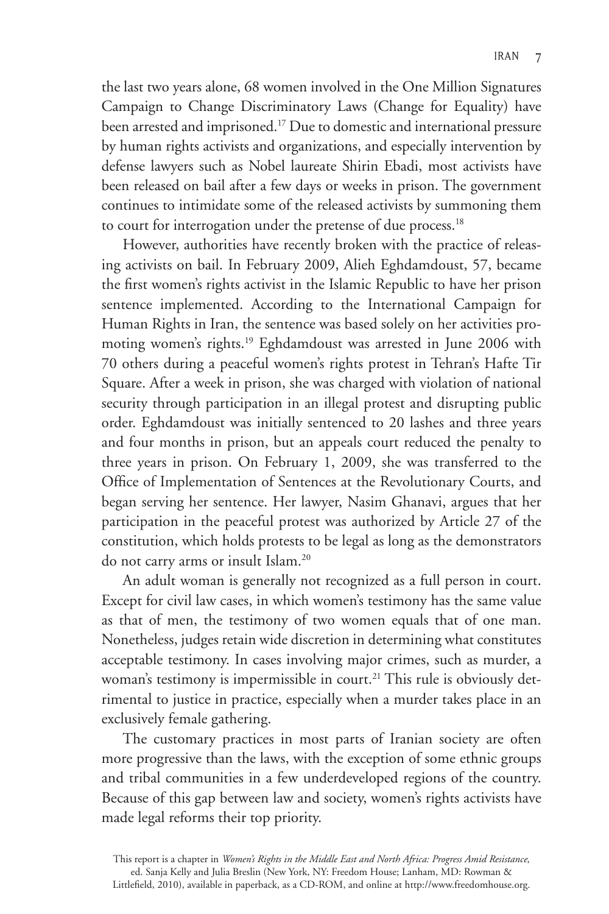the last two years alone, 68 women involved in the One Million Signatures Campaign to Change Discriminatory Laws (Change for Equality) have been arrested and imprisoned.[17] Due to domestic and international pressure by human rights activists and organizations, and especially intervention by defense lawyers such as Nobel laureate Shirin Ebadi, most activists have been released on bail after a few days or weeks in prison. The government continues to intimidate some of the released activists by summoning them to court for interrogation under the pretense of due process.[18]

However, authorities have recently broken with the practice of releasing activists on bail. In February 2009, Alieh Eghdamdoust, 57, became the first women's rights activist in the Islamic Republic to have her prison sentence implemented. According to the International Campaign for Human Rights in Iran, the sentence was based solely on her activities promoting women's rights.[19] Eghdamdoust was arrested in June 2006 with 70 others during a peaceful women's rights protest in Tehran's Hafte Tir Square. After a week in prison, she was charged with violation of national security through participation in an illegal protest and disrupting public order. Eghdamdoust was initially sentenced to 20 lashes and three years and four months in prison, but an appeals court reduced the penalty to three years in prison. On February 1, 2009, she was transferred to the Office of Implementation of Sentences at the Revolutionary Courts, and began serving her sentence. Her lawyer, Nasim Ghanavi, argues that her participation in the peaceful protest was authorized by Article 27 of the constitution, which holds protests to be legal as long as the demonstrators do not carry arms or insult Islam.[20]

An adult woman is generally not recognized as a full person in court. Except for civil law cases, in which women's testimony has the same value as that of men, the testimony of two women equals that of one man. Nonetheless, judges retain wide discretion in determining what constitutes acceptable testimony. In cases involving major crimes, such as murder, a woman's testimony is impermissible in court.[21] This rule is obviously detrimental to justice in practice, especially when a murder takes place in an exclusively female gathering.

The customary practices in most parts of Iranian society are often more progressive than the laws, with the exception of some ethnic groups and tribal communities in a few underdeveloped regions of the country. Because of this gap between law and society, women's rights activists have made legal reforms their top priority.

This report is a chapter in *Women's Rights in the Middle East and North Africa: Progress Amid Resistance*, ed. Sanja Kelly and Julia Breslin (New York, NY: Freedom House; Lanham, MD: Rowman & Littlefield, 2010), available in paperback, as a CD-ROM, and online at http://www.freedomhouse.org.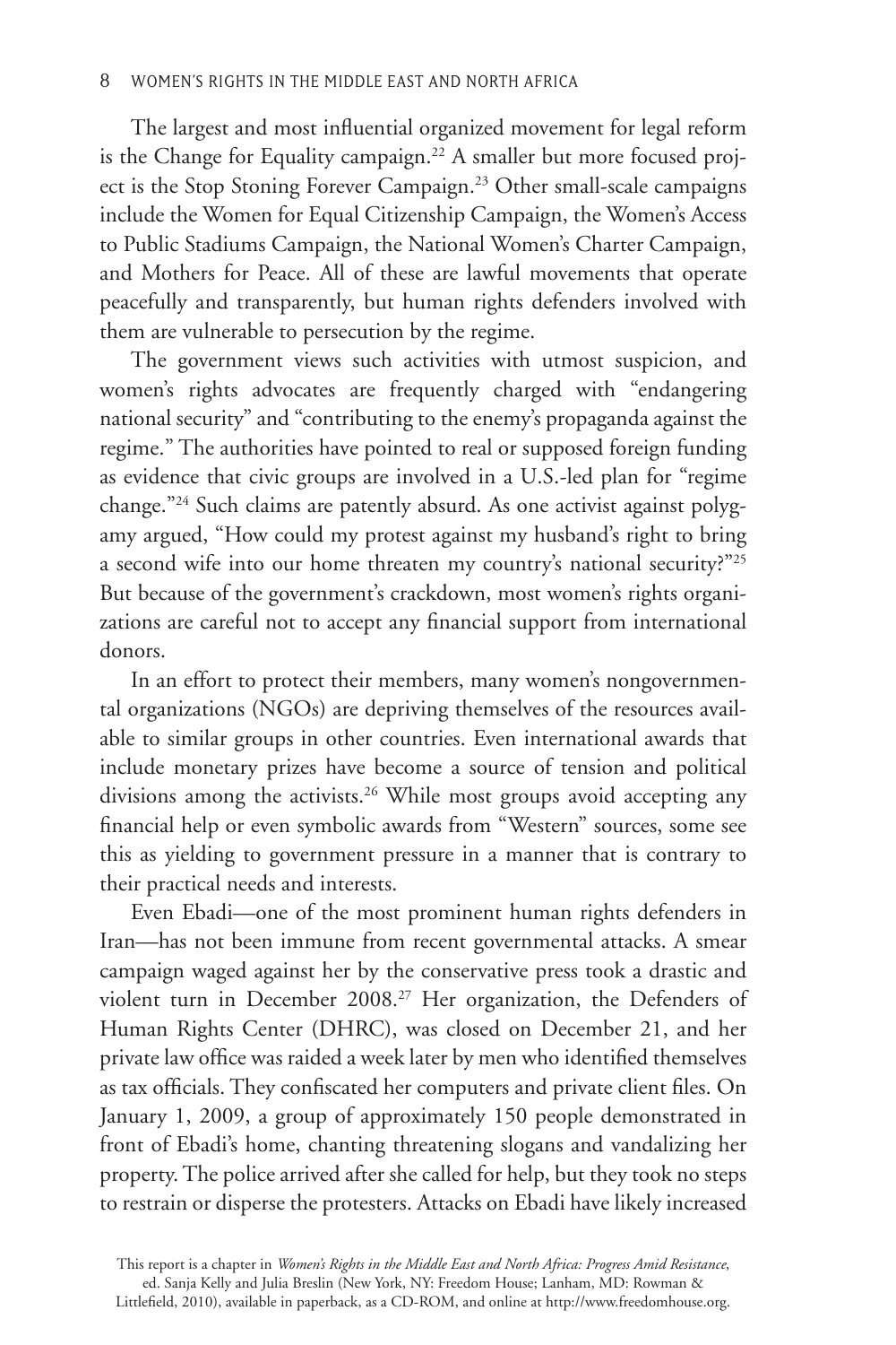The largest and most influential organized movement for legal reform is the Change for Equality campaign.[22] A smaller but more focused project is the Stop Stoning Forever Campaign.[23] Other small-scale campaigns include the Women for Equal Citizenship Campaign, the Women's Access to Public Stadiums Campaign, the National Women's Charter Campaign, and Mothers for Peace. All of these are lawful movements that operate peacefully and transparently, but human rights defenders involved with them are vulnerable to persecution by the regime.

The government views such activities with utmost suspicion, and women's rights advocates are frequently charged with "endangering national security" and "contributing to the enemy's propaganda against the regime." The authorities have pointed to real or supposed foreign funding as evidence that civic groups are involved in a U.S.-led plan for "regime change."[24] Such claims are patently absurd. As one activist against polygamy argued, "How could my protest against my husband's right to bring a second wife into our home threaten my country's national security?"[25] But because of the government's crackdown, most women's rights organizations are careful not to accept any financial support from international donors.

In an effort to protect their members, many women's nongovernmental organizations (NGOs) are depriving themselves of the resources available to similar groups in other countries. Even international awards that include monetary prizes have become a source of tension and political divisions among the activists.[26] While most groups avoid accepting any financial help or even symbolic awards from "Western" sources, some see this as yielding to government pressure in a manner that is contrary to their practical needs and interests.

Even Ebadi—one of the most prominent human rights defenders in Iran—has not been immune from recent governmental attacks. A smear campaign waged against her by the conservative press took a drastic and violent turn in December 2008.[27] Her organization, the Defenders of Human Rights Center (DHRC), was closed on December 21, and her private law office was raided a week later by men who identified themselves as tax officials. They confiscated her computers and private client files. On January 1, 2009, a group of approximately 150 people demonstrated in front of Ebadi's home, chanting threatening slogans and vandalizing her property. The police arrived after she called for help, but they took no steps to restrain or disperse the protesters. Attacks on Ebadi have likely increased

This report is a chapter in *Women's Rights in the Middle East and North Africa: Progress Amid Resistance*, ed. Sanja Kelly and Julia Breslin (New York, NY: Freedom House; Lanham, MD: Rowman & Littlefield, 2010), available in paperback, as a CD-ROM, and online at http://www.freedomhouse.org.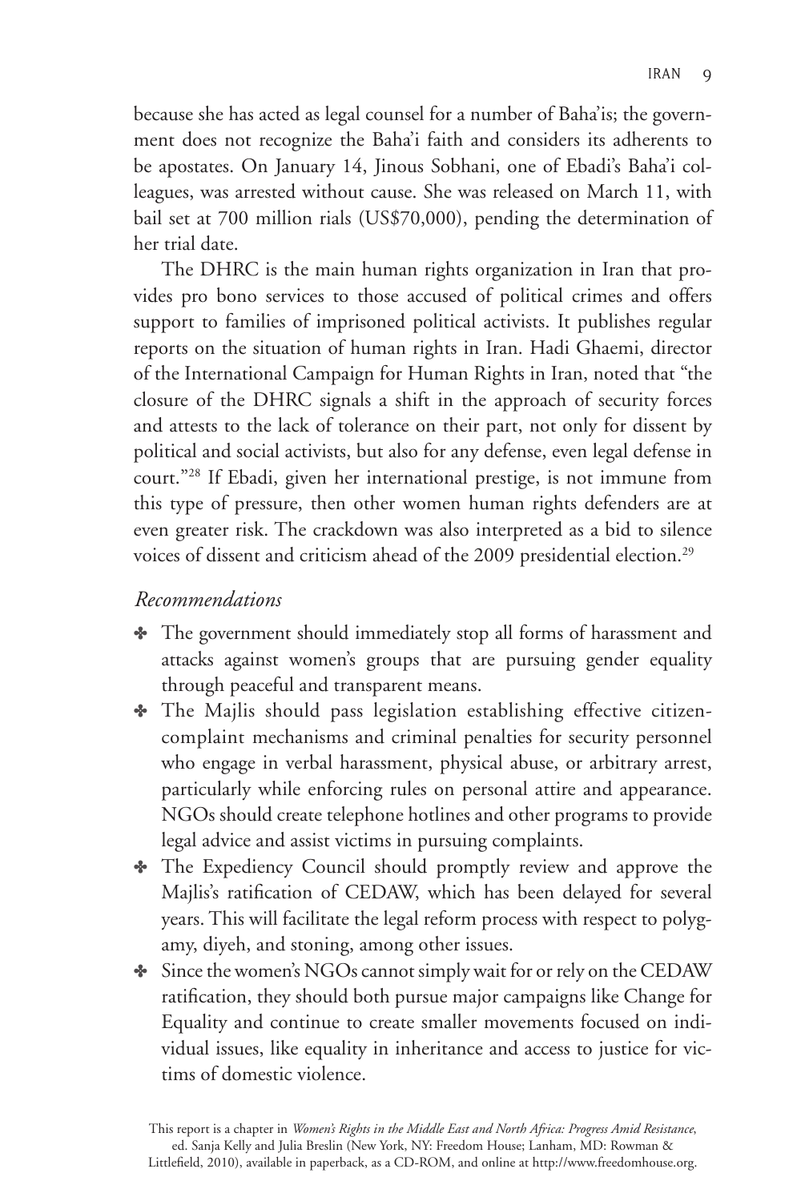because she has acted as legal counsel for a number of Baha'is; the government does not recognize the Baha'i faith and considers its adherents to be apostates. On January 14, Jinous Sobhani, one of Ebadi's Baha'i colleagues, was arrested without cause. She was released on March 11, with bail set at 700 million rials (US$70,000), pending the determination of her trial date.

The DHRC is the main human rights organization in Iran that provides pro bono services to those accused of political crimes and offers support to families of imprisoned political activists. It publishes regular reports on the situation of human rights in Iran. Hadi Ghaemi, director of the International Campaign for Human Rights in Iran, noted that "the closure of the DHRC signals a shift in the approach of security forces and attests to the lack of tolerance on their part, not only for dissent by political and social activists, but also for any defense, even legal defense in court."[28] If Ebadi, given her international prestige, is not immune from this type of pressure, then other women human rights defenders are at even greater risk. The crackdown was also interpreted as a bid to silence voices of dissent and criticism ahead of the 2009 presidential election.[29]

### *Recommendations*

- The government should immediately stop all forms of harassment and attacks against women's groups that are pursuing gender equality through peaceful and transparent means.
- The Majlis should pass legislation establishing effective citizen-complaint mechanisms and criminal penalties for security personnel who engage in verbal harassment, physical abuse, or arbitrary arrest, particularly while enforcing rules on personal attire and appearance. NGOs should create telephone hotlines and other programs to provide legal advice and assist victims in pursuing complaints.
- The Expediency Council should promptly review and approve the Majlis's ratification of CEDAW, which has been delayed for several years. This will facilitate the legal reform process with respect to polygamy, diyeh, and stoning, among other issues.
- Since the women's NGOs cannot simply wait for or rely on the CEDAW ratification, they should both pursue major campaigns like Change for Equality and continue to create smaller movements focused on individual issues, like equality in inheritance and access to justice for victims of domestic violence.

This report is a chapter in *Women's Rights in the Middle East and North Africa: Progress Amid Resistance*, ed. Sanja Kelly and Julia Breslin (New York, NY: Freedom House; Lanham, MD: Rowman & Littlefield, 2010), available in paperback, as a CD-ROM, and online at http://www.freedomhouse.org.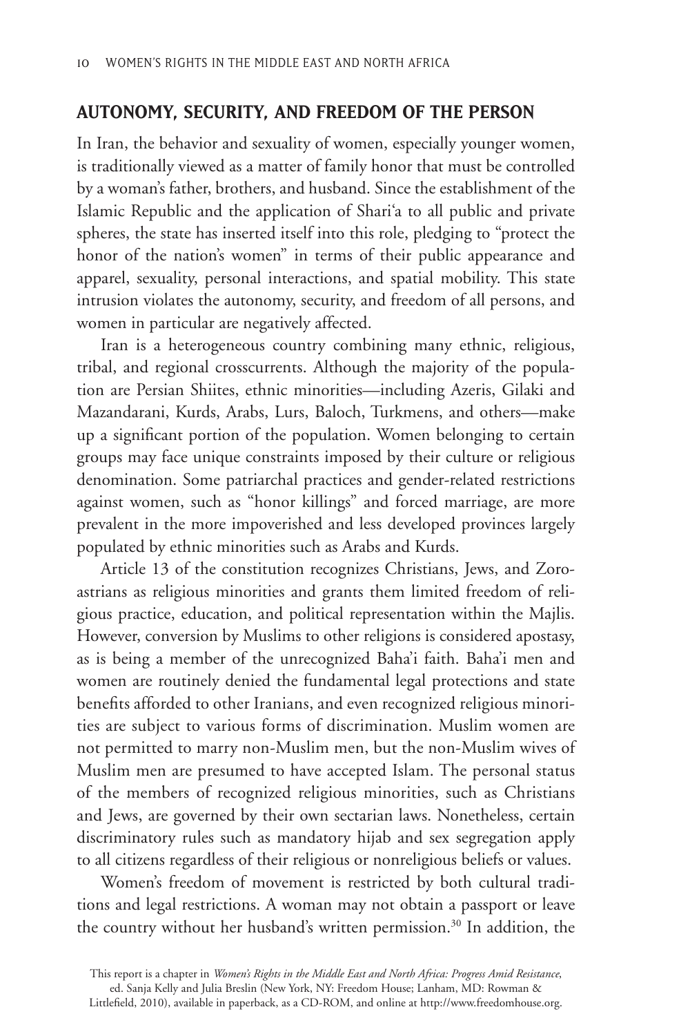## AUTONOMY, SECURITY, AND FREEDOM OF THE PERSON

In Iran, the behavior and sexuality of women, especially younger women, is traditionally viewed as a matter of family honor that must be controlled by a woman's father, brothers, and husband. Since the establishment of the Islamic Republic and the application of Shari'a to all public and private spheres, the state has inserted itself into this role, pledging to "protect the honor of the nation's women" in terms of their public appearance and apparel, sexuality, personal interactions, and spatial mobility. This state intrusion violates the autonomy, security, and freedom of all persons, and women in particular are negatively affected.

Iran is a heterogeneous country combining many ethnic, religious, tribal, and regional crosscurrents. Although the majority of the population are Persian Shiites, ethnic minorities—including Azeris, Gilaki and Mazandarani, Kurds, Arabs, Lurs, Baloch, Turkmens, and others—make up a significant portion of the population. Women belonging to certain groups may face unique constraints imposed by their culture or religious denomination. Some patriarchal practices and gender-related restrictions against women, such as "honor killings" and forced marriage, are more prevalent in the more impoverished and less developed provinces largely populated by ethnic minorities such as Arabs and Kurds.

Article 13 of the constitution recognizes Christians, Jews, and Zoroastrians as religious minorities and grants them limited freedom of religious practice, education, and political representation within the Majlis. However, conversion by Muslims to other religions is considered apostasy, as is being a member of the unrecognized Baha'i faith. Baha'i men and women are routinely denied the fundamental legal protections and state benefits afforded to other Iranians, and even recognized religious minorities are subject to various forms of discrimination. Muslim women are not permitted to marry non-Muslim men, but the non-Muslim wives of Muslim men are presumed to have accepted Islam. The personal status of the members of recognized religious minorities, such as Christians and Jews, are governed by their own sectarian laws. Nonetheless, certain discriminatory rules such as mandatory hijab and sex segregation apply to all citizens regardless of their religious or nonreligious beliefs or values.

Women's freedom of movement is restricted by both cultural traditions and legal restrictions. A woman may not obtain a passport or leave the country without her husband's written permission.[30] In addition, the

This report is a chapter in *Women's Rights in the Middle East and North Africa: Progress Amid Resistance*, ed. Sanja Kelly and Julia Breslin (New York, NY: Freedom House; Lanham, MD: Rowman & Littlefield, 2010), available in paperback, as a CD-ROM, and online at http://www.freedomhouse.org.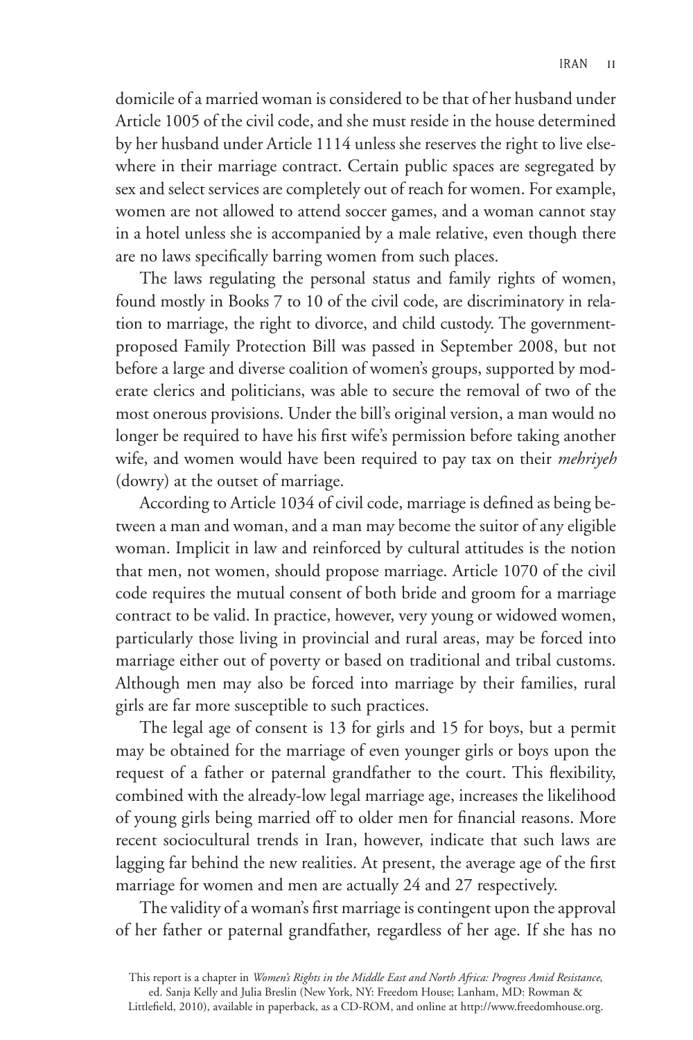domicile of a married woman is considered to be that of her husband under Article 1005 of the civil code, and she must reside in the house determined by her husband under Article 1114 unless she reserves the right to live elsewhere in their marriage contract. Certain public spaces are segregated by sex and select services are completely out of reach for women. For example, women are not allowed to attend soccer games, and a woman cannot stay in a hotel unless she is accompanied by a male relative, even though there are no laws specifically barring women from such places.

The laws regulating the personal status and family rights of women, found mostly in Books 7 to 10 of the civil code, are discriminatory in relation to marriage, the right to divorce, and child custody. The government-proposed Family Protection Bill was passed in September 2008, but not before a large and diverse coalition of women's groups, supported by moderate clerics and politicians, was able to secure the removal of two of the most onerous provisions. Under the bill's original version, a man would no longer be required to have his first wife's permission before taking another wife, and women would have been required to pay tax on their *mehriyeh* (dowry) at the outset of marriage.

According to Article 1034 of civil code, marriage is defined as being between a man and woman, and a man may become the suitor of any eligible woman. Implicit in law and reinforced by cultural attitudes is the notion that men, not women, should propose marriage. Article 1070 of the civil code requires the mutual consent of both bride and groom for a marriage contract to be valid. In practice, however, very young or widowed women, particularly those living in provincial and rural areas, may be forced into marriage either out of poverty or based on traditional and tribal customs. Although men may also be forced into marriage by their families, rural girls are far more susceptible to such practices.

The legal age of consent is 13 for girls and 15 for boys, but a permit may be obtained for the marriage of even younger girls or boys upon the request of a father or paternal grandfather to the court. This flexibility, combined with the already-low legal marriage age, increases the likelihood of young girls being married off to older men for financial reasons. More recent sociocultural trends in Iran, however, indicate that such laws are lagging far behind the new realities. At present, the average age of the first marriage for women and men are actually 24 and 27 respectively.

The validity of a woman's first marriage is contingent upon the approval of her father or paternal grandfather, regardless of her age. If she has no

This report is a chapter in *Women's Rights in the Middle East and North Africa: Progress Amid Resistance*, ed. Sanja Kelly and Julia Breslin (New York, NY: Freedom House; Lanham, MD: Rowman & Littlefield, 2010), available in paperback, as a CD-ROM, and online at http://www.freedomhouse.org.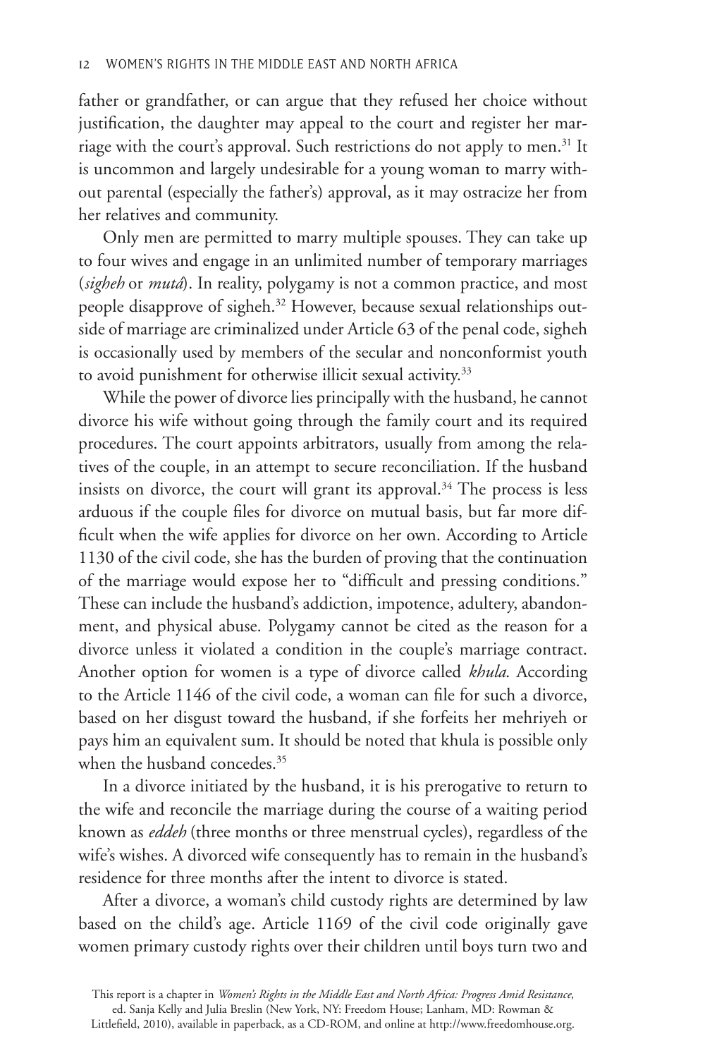father or grandfather, or can argue that they refused her choice without justification, the daughter may appeal to the court and register her marriage with the court's approval. Such restrictions do not apply to men.[31] It is uncommon and largely undesirable for a young woman to marry without parental (especially the father's) approval, as it may ostracize her from her relatives and community.

Only men are permitted to marry multiple spouses. They can take up to four wives and engage in an unlimited number of temporary marriages (*sigheh* or *muta*). In reality, polygamy is not a common practice, and most people disapprove of sigheh.[32] However, because sexual relationships outside of marriage are criminalized under Article 63 of the penal code, sigheh is occasionally used by members of the secular and nonconformist youth to avoid punishment for otherwise illicit sexual activity.[33]

While the power of divorce lies principally with the husband, he cannot divorce his wife without going through the family court and its required procedures. The court appoints arbitrators, usually from among the relatives of the couple, in an attempt to secure reconciliation. If the husband insists on divorce, the court will grant its approval.[34] The process is less arduous if the couple files for divorce on mutual basis, but far more difficult when the wife applies for divorce on her own. According to Article 1130 of the civil code, she has the burden of proving that the continuation of the marriage would expose her to "difficult and pressing conditions." These can include the husband's addiction, impotence, adultery, abandonment, and physical abuse. Polygamy cannot be cited as the reason for a divorce unless it violated a condition in the couple's marriage contract. Another option for women is a type of divorce called *khula*. According to the Article 1146 of the civil code, a woman can file for such a divorce, based on her disgust toward the husband, if she forfeits her mehriyeh or pays him an equivalent sum. It should be noted that khula is possible only when the husband concedes.[35]

In a divorce initiated by the husband, it is his prerogative to return to the wife and reconcile the marriage during the course of a waiting period known as *eddeh* (three months or three menstrual cycles), regardless of the wife's wishes. A divorced wife consequently has to remain in the husband's residence for three months after the intent to divorce is stated.

After a divorce, a woman's child custody rights are determined by law based on the child's age. Article 1169 of the civil code originally gave women primary custody rights over their children until boys turn two and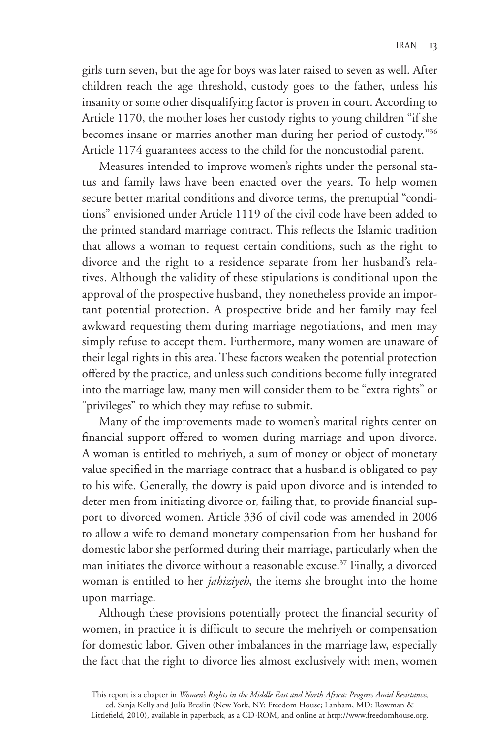girls turn seven, but the age for boys was later raised to seven as well. After children reach the age threshold, custody goes to the father, unless his insanity or some other disqualifying factor is proven in court. According to Article 1170, the mother loses her custody rights to young children "if she becomes insane or marries another man during her period of custody."[36] Article 1174 guarantees access to the child for the noncustodial parent.

Measures intended to improve women's rights under the personal status and family laws have been enacted over the years. To help women secure better marital conditions and divorce terms, the prenuptial "conditions" envisioned under Article 1119 of the civil code have been added to the printed standard marriage contract. This reflects the Islamic tradition that allows a woman to request certain conditions, such as the right to divorce and the right to a residence separate from her husband's relatives. Although the validity of these stipulations is conditional upon the approval of the prospective husband, they nonetheless provide an important potential protection. A prospective bride and her family may feel awkward requesting them during marriage negotiations, and men may simply refuse to accept them. Furthermore, many women are unaware of their legal rights in this area. These factors weaken the potential protection offered by the practice, and unless such conditions become fully integrated into the marriage law, many men will consider them to be "extra rights" or "privileges" to which they may refuse to submit.

Many of the improvements made to women's marital rights center on financial support offered to women during marriage and upon divorce. A woman is entitled to mehriyeh, a sum of money or object of monetary value specified in the marriage contract that a husband is obligated to pay to his wife. Generally, the dowry is paid upon divorce and is intended to deter men from initiating divorce or, failing that, to provide financial support to divorced women. Article 336 of civil code was amended in 2006 to allow a wife to demand monetary compensation from her husband for domestic labor she performed during their marriage, particularly when the man initiates the divorce without a reasonable excuse.[37] Finally, a divorced woman is entitled to her *jahiziyeh*, the items she brought into the home upon marriage.

Although these provisions potentially protect the financial security of women, in practice it is difficult to secure the mehriyeh or compensation for domestic labor. Given other imbalances in the marriage law, especially the fact that the right to divorce lies almost exclusively with men, women

This report is a chapter in *Women's Rights in the Middle East and North Africa: Progress Amid Resistance*, ed. Sanja Kelly and Julia Breslin (New York, NY: Freedom House; Lanham, MD: Rowman & Littlefield, 2010), available in paperback, as a CD-ROM, and online at http://www.freedomhouse.org.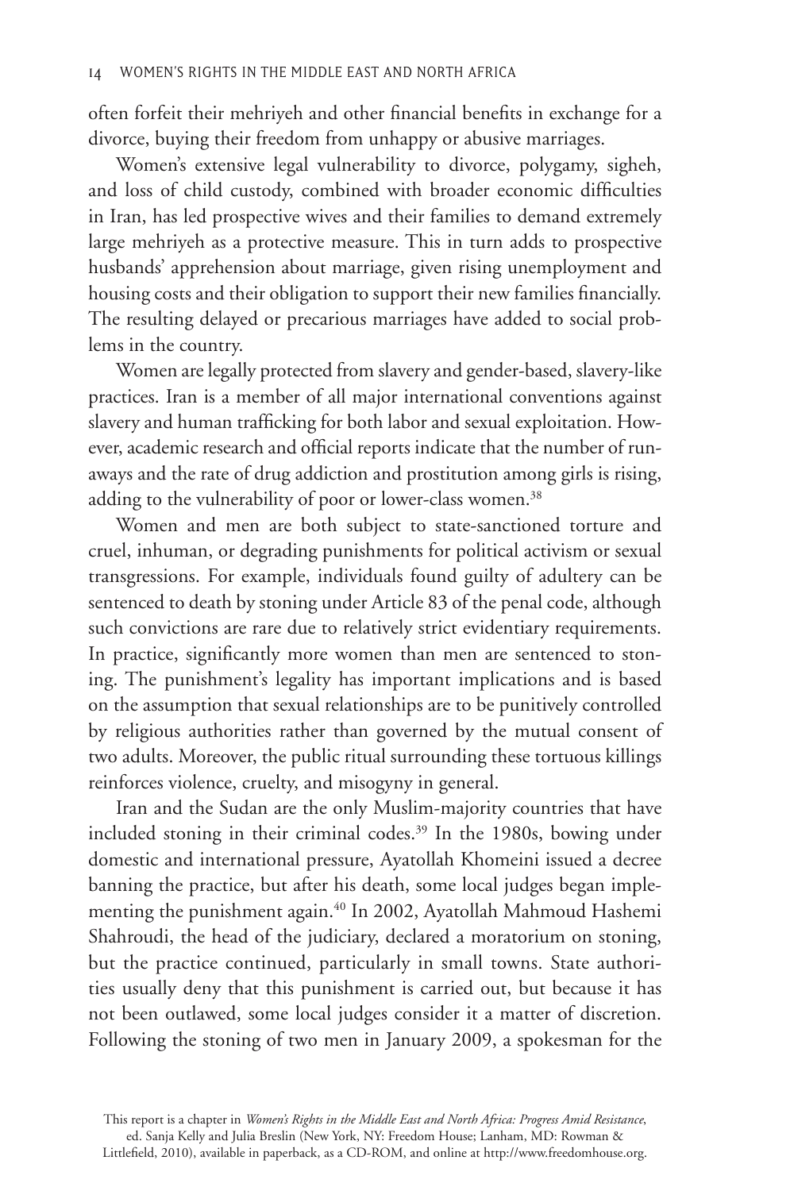often forfeit their mehriyeh and other financial benefits in exchange for a divorce, buying their freedom from unhappy or abusive marriages.

Women's extensive legal vulnerability to divorce, polygamy, sigheh, and loss of child custody, combined with broader economic difficulties in Iran, has led prospective wives and their families to demand extremely large mehriyeh as a protective measure. This in turn adds to prospective husbands' apprehension about marriage, given rising unemployment and housing costs and their obligation to support their new families financially. The resulting delayed or precarious marriages have added to social problems in the country.

Women are legally protected from slavery and gender-based, slavery-like practices. Iran is a member of all major international conventions against slavery and human trafficking for both labor and sexual exploitation. However, academic research and official reports indicate that the number of runaways and the rate of drug addiction and prostitution among girls is rising, adding to the vulnerability of poor or lower-class women.[38]

Women and men are both subject to state-sanctioned torture and cruel, inhuman, or degrading punishments for political activism or sexual transgressions. For example, individuals found guilty of adultery can be sentenced to death by stoning under Article 83 of the penal code, although such convictions are rare due to relatively strict evidentiary requirements. In practice, significantly more women than men are sentenced to stoning. The punishment's legality has important implications and is based on the assumption that sexual relationships are to be punitively controlled by religious authorities rather than governed by the mutual consent of two adults. Moreover, the public ritual surrounding these tortuous killings reinforces violence, cruelty, and misogyny in general.

Iran and the Sudan are the only Muslim-majority countries that have included stoning in their criminal codes.[39] In the 1980s, bowing under domestic and international pressure, Ayatollah Khomeini issued a decree banning the practice, but after his death, some local judges began implementing the punishment again.[40] In 2002, Ayatollah Mahmoud Hashemi Shahroudi, the head of the judiciary, declared a moratorium on stoning, but the practice continued, particularly in small towns. State authorities usually deny that this punishment is carried out, but because it has not been outlawed, some local judges consider it a matter of discretion. Following the stoning of two men in January 2009, a spokesman for the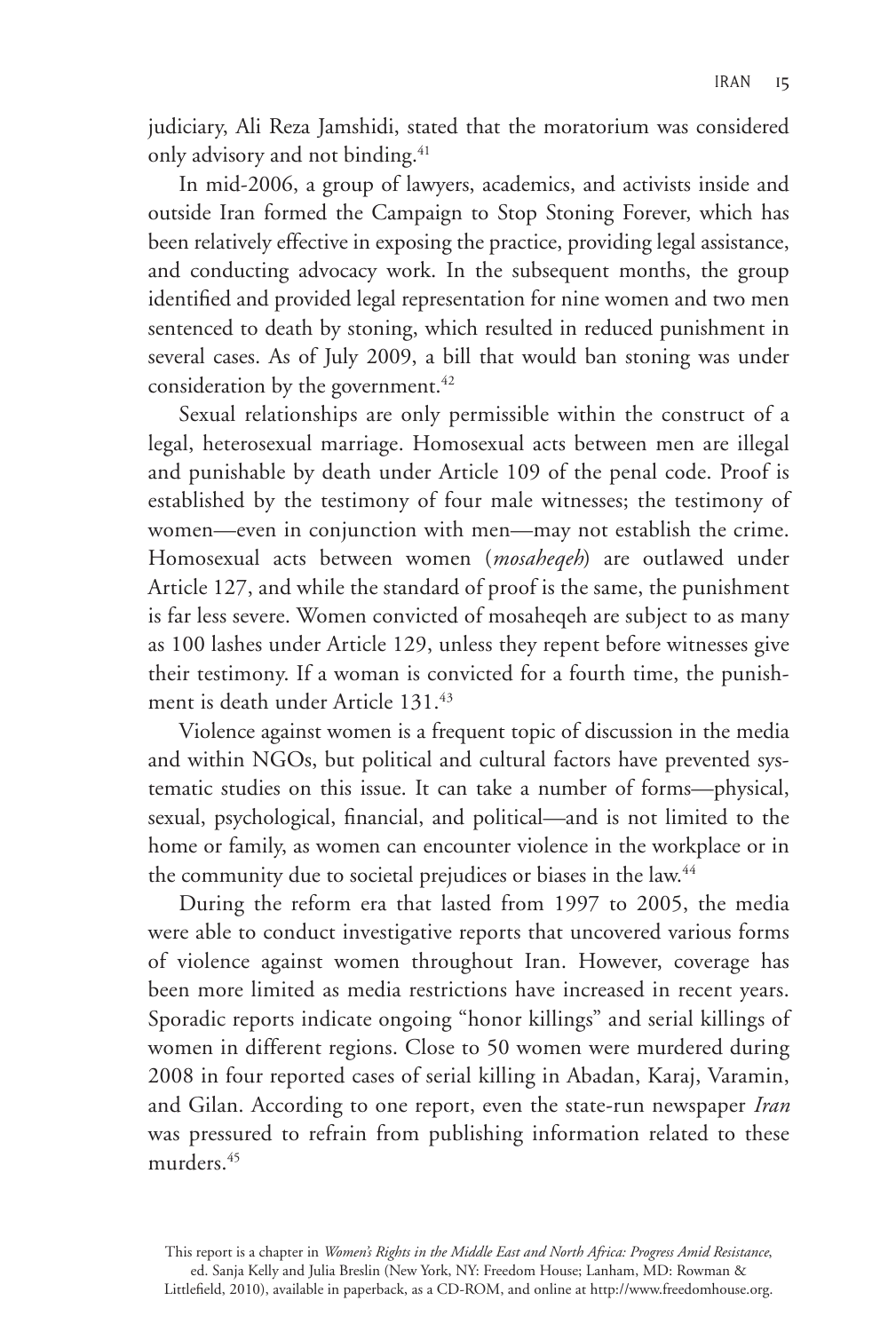judiciary, Ali Reza Jamshidi, stated that the moratorium was considered only advisory and not binding.[41]

In mid-2006, a group of lawyers, academics, and activists inside and outside Iran formed the Campaign to Stop Stoning Forever, which has been relatively effective in exposing the practice, providing legal assistance, and conducting advocacy work. In the subsequent months, the group identified and provided legal representation for nine women and two men sentenced to death by stoning, which resulted in reduced punishment in several cases. As of July 2009, a bill that would ban stoning was under consideration by the government.[42]

Sexual relationships are only permissible within the construct of a legal, heterosexual marriage. Homosexual acts between men are illegal and punishable by death under Article 109 of the penal code. Proof is established by the testimony of four male witnesses; the testimony of women—even in conjunction with men—may not establish the crime. Homosexual acts between women (*mosaheqeh*) are outlawed under Article 127, and while the standard of proof is the same, the punishment is far less severe. Women convicted of mosaheqeh are subject to as many as 100 lashes under Article 129, unless they repent before witnesses give their testimony. If a woman is convicted for a fourth time, the punishment is death under Article 131.[43]

Violence against women is a frequent topic of discussion in the media and within NGOs, but political and cultural factors have prevented systematic studies on this issue. It can take a number of forms—physical, sexual, psychological, financial, and political—and is not limited to the home or family, as women can encounter violence in the workplace or in the community due to societal prejudices or biases in the law.[44]

During the reform era that lasted from 1997 to 2005, the media were able to conduct investigative reports that uncovered various forms of violence against women throughout Iran. However, coverage has been more limited as media restrictions have increased in recent years. Sporadic reports indicate ongoing "honor killings" and serial killings of women in different regions. Close to 50 women were murdered during 2008 in four reported cases of serial killing in Abadan, Karaj, Varamin, and Gilan. According to one report, even the state-run newspaper *Iran* was pressured to refrain from publishing information related to these murders.[45]

This report is a chapter in *Women's Rights in the Middle East and North Africa: Progress Amid Resistance*, ed. Sanja Kelly and Julia Breslin (New York, NY: Freedom House; Lanham, MD: Rowman & Littlefield, 2010), available in paperback, as a CD-ROM, and online at http://www.freedomhouse.org.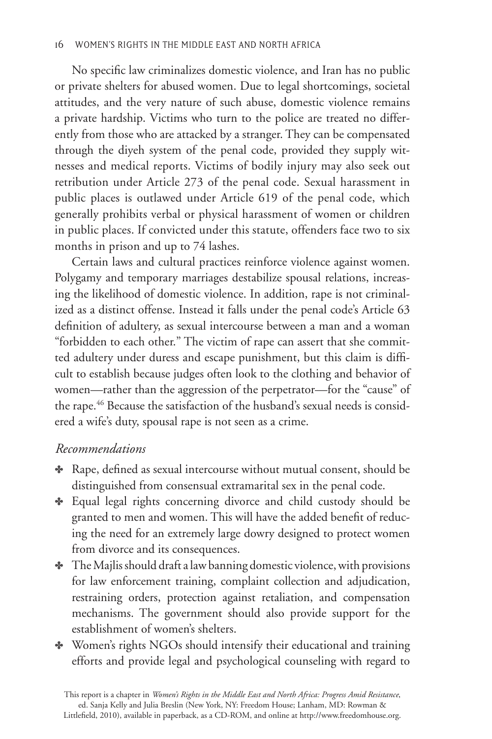No specific law criminalizes domestic violence, and Iran has no public or private shelters for abused women. Due to legal shortcomings, societal attitudes, and the very nature of such abuse, domestic violence remains a private hardship. Victims who turn to the police are treated no differently from those who are attacked by a stranger. They can be compensated through the diyeh system of the penal code, provided they supply witnesses and medical reports. Victims of bodily injury may also seek out retribution under Article 273 of the penal code. Sexual harassment in public places is outlawed under Article 619 of the penal code, which generally prohibits verbal or physical harassment of women or children in public places. If convicted under this statute, offenders face two to six months in prison and up to 74 lashes.

Certain laws and cultural practices reinforce violence against women. Polygamy and temporary marriages destabilize spousal relations, increasing the likelihood of domestic violence. In addition, rape is not criminalized as a distinct offense. Instead it falls under the penal code's Article 63 definition of adultery, as sexual intercourse between a man and a woman "forbidden to each other." The victim of rape can assert that she committed adultery under duress and escape punishment, but this claim is difficult to establish because judges often look to the clothing and behavior of women—rather than the aggression of the perpetrator—for the "cause" of the rape.[46] Because the satisfaction of the husband's sexual needs is considered a wife's duty, spousal rape is not seen as a crime.

### *Recommendations*

- Rape, defined as sexual intercourse without mutual consent, should be distinguished from consensual extramarital sex in the penal code.
- Equal legal rights concerning divorce and child custody should be granted to men and women. This will have the added benefit of reducing the need for an extremely large dowry designed to protect women from divorce and its consequences.
- The Majlis should draft a law banning domestic violence, with provisions for law enforcement training, complaint collection and adjudication, restraining orders, protection against retaliation, and compensation mechanisms. The government should also provide support for the establishment of women's shelters.
- Women's rights NGOs should intensify their educational and training efforts and provide legal and psychological counseling with regard to

This report is a chapter in *Women's Rights in the Middle East and North Africa: Progress Amid Resistance*, ed. Sanja Kelly and Julia Breslin (New York, NY: Freedom House; Lanham, MD: Rowman & Littlefield, 2010), available in paperback, as a CD-ROM, and online at http://www.freedomhouse.org.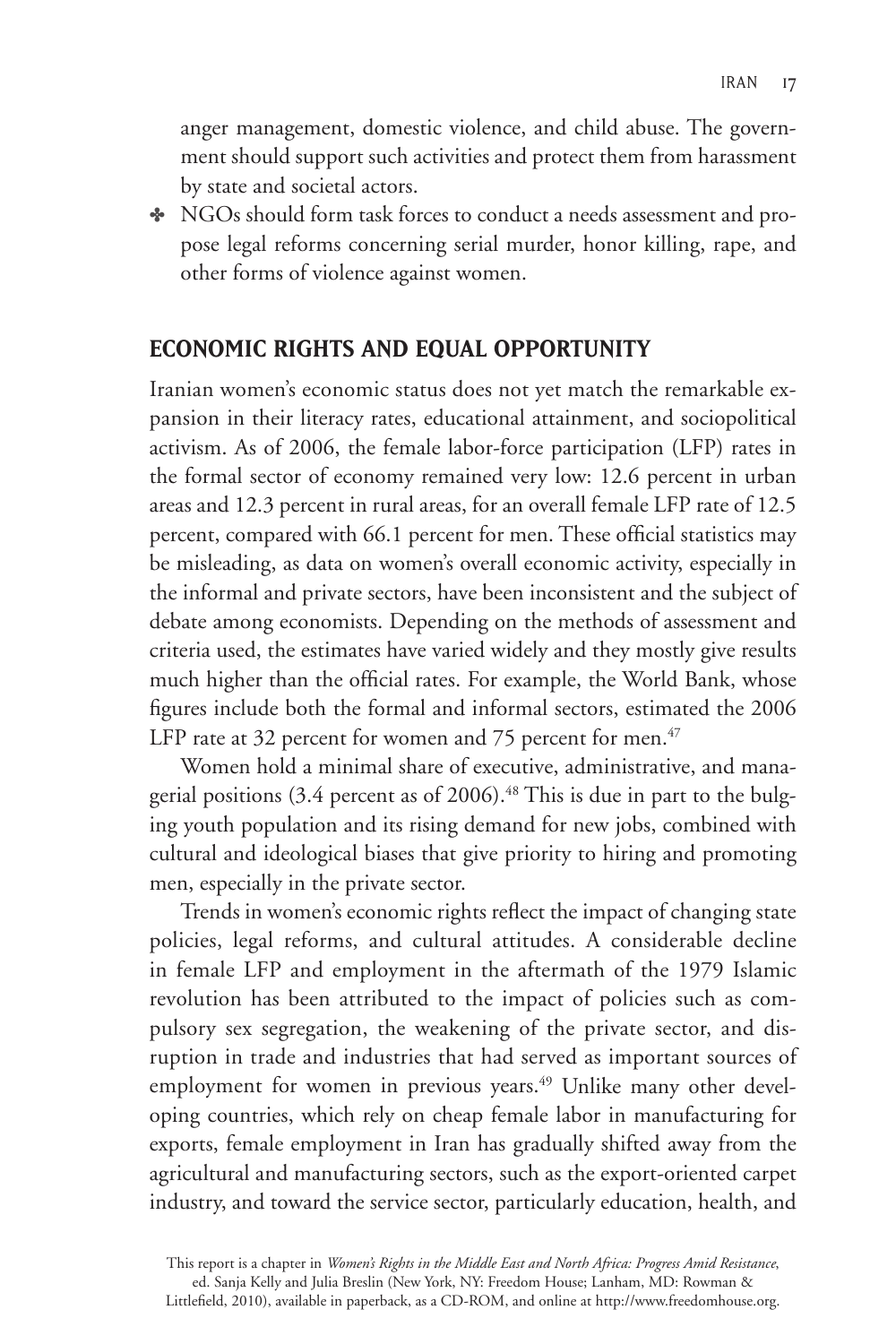anger management, domestic violence, and child abuse. The government should support such activities and protect them from harassment by state and societal actors.

- NGOs should form task forces to conduct a needs assessment and propose legal reforms concerning serial murder, honor killing, rape, and other forms of violence against women.

## ECONOMIC RIGHTS AND EQUAL OPPORTUNITY

Iranian women's economic status does not yet match the remarkable expansion in their literacy rates, educational attainment, and sociopolitical activism. As of 2006, the female labor-force participation (LFP) rates in the formal sector of economy remained very low: 12.6 percent in urban areas and 12.3 percent in rural areas, for an overall female LFP rate of 12.5 percent, compared with 66.1 percent for men. These official statistics may be misleading, as data on women's overall economic activity, especially in the informal and private sectors, have been inconsistent and the subject of debate among economists. Depending on the methods of assessment and criteria used, the estimates have varied widely and they mostly give results much higher than the official rates. For example, the World Bank, whose figures include both the formal and informal sectors, estimated the 2006 LFP rate at 32 percent for women and 75 percent for men.[47]

Women hold a minimal share of executive, administrative, and managerial positions (3.4 percent as of 2006).[48] This is due in part to the bulging youth population and its rising demand for new jobs, combined with cultural and ideological biases that give priority to hiring and promoting men, especially in the private sector.

Trends in women's economic rights reflect the impact of changing state policies, legal reforms, and cultural attitudes. A considerable decline in female LFP and employment in the aftermath of the 1979 Islamic revolution has been attributed to the impact of policies such as compulsory sex segregation, the weakening of the private sector, and disruption in trade and industries that had served as important sources of employment for women in previous years.[49] Unlike many other developing countries, which rely on cheap female labor in manufacturing for exports, female employment in Iran has gradually shifted away from the agricultural and manufacturing sectors, such as the export-oriented carpet industry, and toward the service sector, particularly education, health, and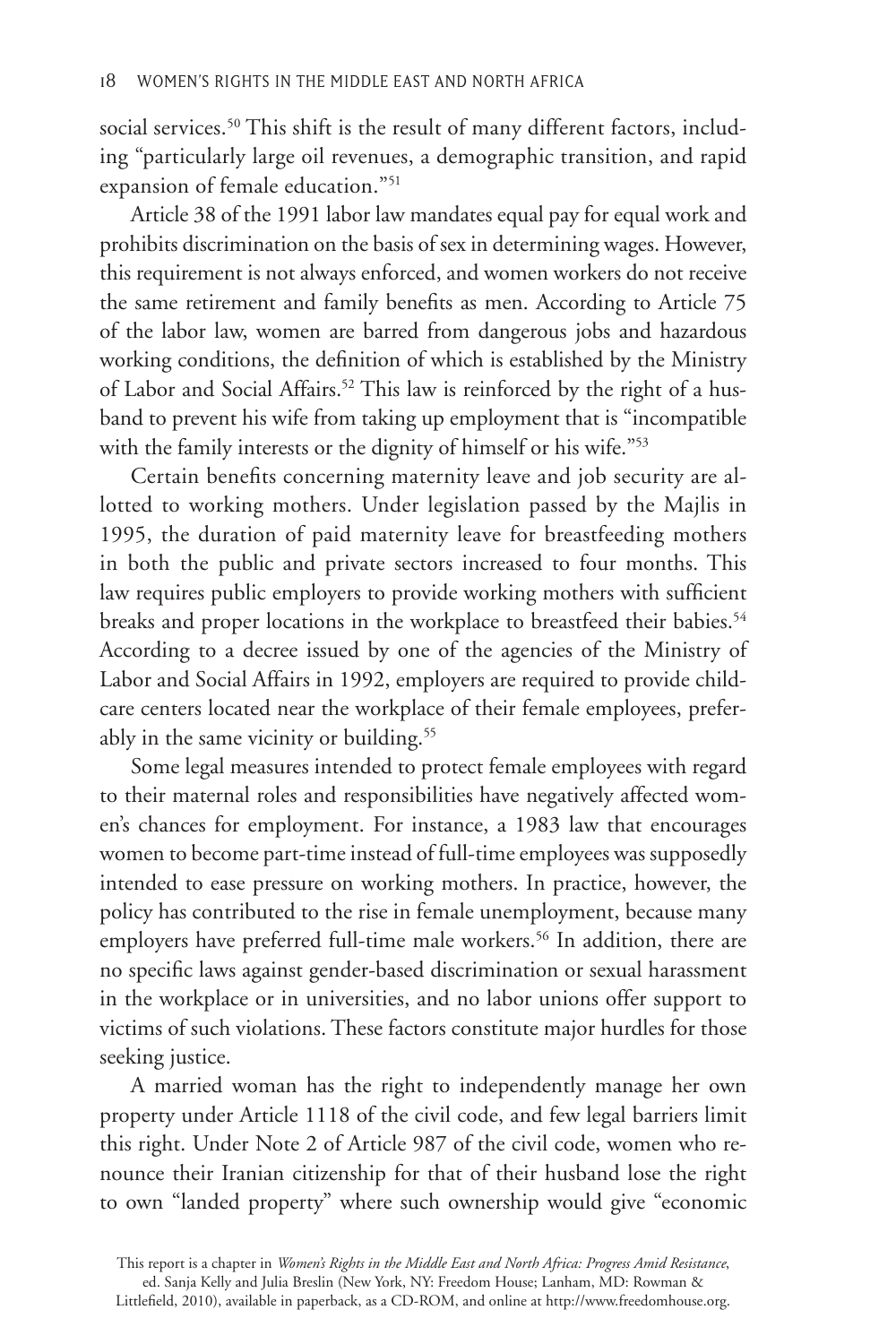social services.[50] This shift is the result of many different factors, including "particularly large oil revenues, a demographic transition, and rapid expansion of female education."[51]

Article 38 of the 1991 labor law mandates equal pay for equal work and prohibits discrimination on the basis of sex in determining wages. However, this requirement is not always enforced, and women workers do not receive the same retirement and family benefits as men. According to Article 75 of the labor law, women are barred from dangerous jobs and hazardous working conditions, the definition of which is established by the Ministry of Labor and Social Affairs.[52] This law is reinforced by the right of a husband to prevent his wife from taking up employment that is "incompatible with the family interests or the dignity of himself or his wife."[53]

Certain benefits concerning maternity leave and job security are allotted to working mothers. Under legislation passed by the Majlis in 1995, the duration of paid maternity leave for breastfeeding mothers in both the public and private sectors increased to four months. This law requires public employers to provide working mothers with sufficient breaks and proper locations in the workplace to breastfeed their babies.[54] According to a decree issued by one of the agencies of the Ministry of Labor and Social Affairs in 1992, employers are required to provide childcare centers located near the workplace of their female employees, preferably in the same vicinity or building.[55]

Some legal measures intended to protect female employees with regard to their maternal roles and responsibilities have negatively affected women's chances for employment. For instance, a 1983 law that encourages women to become part-time instead of full-time employees was supposedly intended to ease pressure on working mothers. In practice, however, the policy has contributed to the rise in female unemployment, because many employers have preferred full-time male workers.[56] In addition, there are no specific laws against gender-based discrimination or sexual harassment in the workplace or in universities, and no labor unions offer support to victims of such violations. These factors constitute major hurdles for those seeking justice.

A married woman has the right to independently manage her own property under Article 1118 of the civil code, and few legal barriers limit this right. Under Note 2 of Article 987 of the civil code, women who renounce their Iranian citizenship for that of their husband lose the right to own "landed property" where such ownership would give "economic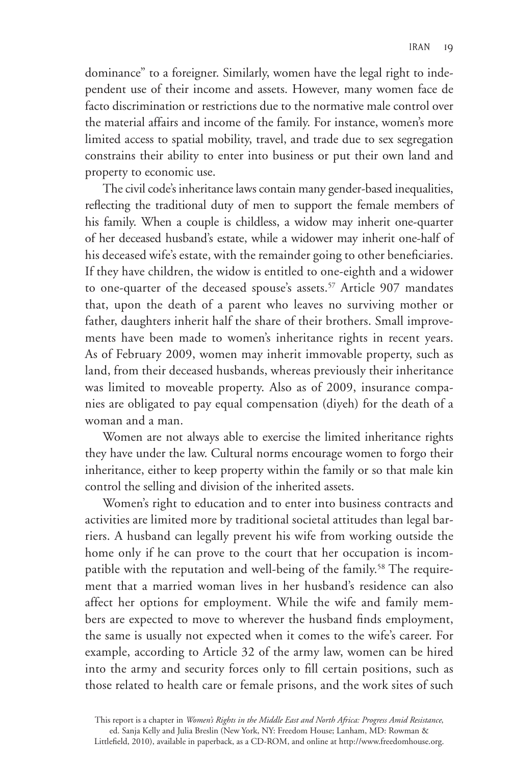dominance" to a foreigner. Similarly, women have the legal right to independent use of their income and assets. However, many women face de facto discrimination or restrictions due to the normative male control over the material affairs and income of the family. For instance, women's more limited access to spatial mobility, travel, and trade due to sex segregation constrains their ability to enter into business or put their own land and property to economic use.

The civil code's inheritance laws contain many gender-based inequalities, reflecting the traditional duty of men to support the female members of his family. When a couple is childless, a widow may inherit one-quarter of her deceased husband's estate, while a widower may inherit one-half of his deceased wife's estate, with the remainder going to other beneficiaries. If they have children, the widow is entitled to one-eighth and a widower to one-quarter of the deceased spouse's assets.[57] Article 907 mandates that, upon the death of a parent who leaves no surviving mother or father, daughters inherit half the share of their brothers. Small improvements have been made to women's inheritance rights in recent years. As of February 2009, women may inherit immovable property, such as land, from their deceased husbands, whereas previously their inheritance was limited to moveable property. Also as of 2009, insurance companies are obligated to pay equal compensation (diyeh) for the death of a woman and a man.

Women are not always able to exercise the limited inheritance rights they have under the law. Cultural norms encourage women to forgo their inheritance, either to keep property within the family or so that male kin control the selling and division of the inherited assets.

Women's right to education and to enter into business contracts and activities are limited more by traditional societal attitudes than legal barriers. A husband can legally prevent his wife from working outside the home only if he can prove to the court that her occupation is incompatible with the reputation and well-being of the family.[58] The requirement that a married woman lives in her husband's residence can also affect her options for employment. While the wife and family members are expected to move to wherever the husband finds employment, the same is usually not expected when it comes to the wife's career. For example, according to Article 32 of the army law, women can be hired into the army and security forces only to fill certain positions, such as those related to health care or female prisons, and the work sites of such

This report is a chapter in *Women's Rights in the Middle East and North Africa: Progress Amid Resistance*, ed. Sanja Kelly and Julia Breslin (New York, NY: Freedom House; Lanham, MD: Rowman & Littlefield, 2010), available in paperback, as a CD-ROM, and online at http://www.freedomhouse.org.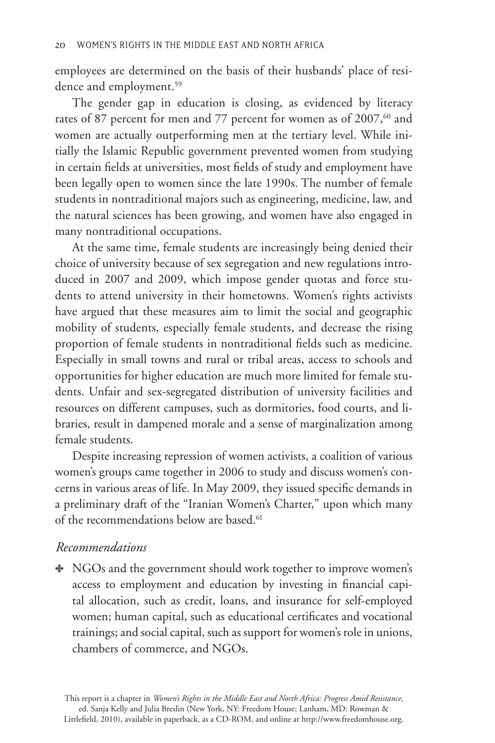employees are determined on the basis of their husbands' place of residence and employment.[59]

The gender gap in education is closing, as evidenced by literacy rates of 87 percent for men and 77 percent for women as of 2007,[60] and women are actually outperforming men at the tertiary level. While initially the Islamic Republic government prevented women from studying in certain fields at universities, most fields of study and employment have been legally open to women since the late 1990s. The number of female students in nontraditional majors such as engineering, medicine, law, and the natural sciences has been growing, and women have also engaged in many nontraditional occupations.

At the same time, female students are increasingly being denied their choice of university because of sex segregation and new regulations introduced in 2007 and 2009, which impose gender quotas and force students to attend university in their hometowns. Women's rights activists have argued that these measures aim to limit the social and geographic mobility of students, especially female students, and decrease the rising proportion of female students in nontraditional fields such as medicine. Especially in small towns and rural or tribal areas, access to schools and opportunities for higher education are much more limited for female students. Unfair and sex-segregated distribution of university facilities and resources on different campuses, such as dormitories, food courts, and libraries, result in dampened morale and a sense of marginalization among female students.

Despite increasing repression of women activists, a coalition of various women's groups came together in 2006 to study and discuss women's concerns in various areas of life. In May 2009, they issued specific demands in a preliminary draft of the "Iranian Women's Charter," upon which many of the recommendations below are based.[61]

### *Recommendations*

- NGOs and the government should work together to improve women's access to employment and education by investing in financial capital allocation, such as credit, loans, and insurance for self-employed women; human capital, such as educational certificates and vocational trainings; and social capital, such as support for women's role in unions, chambers of commerce, and NGOs.

This report is a chapter in *Women's Rights in the Middle East and North Africa: Progress Amid Resistance*, ed. Sanja Kelly and Julia Breslin (New York, NY: Freedom House; Lanham, MD: Rowman & Littlefield, 2010), available in paperback, as a CD-ROM, and online at http://www.freedomhouse.org.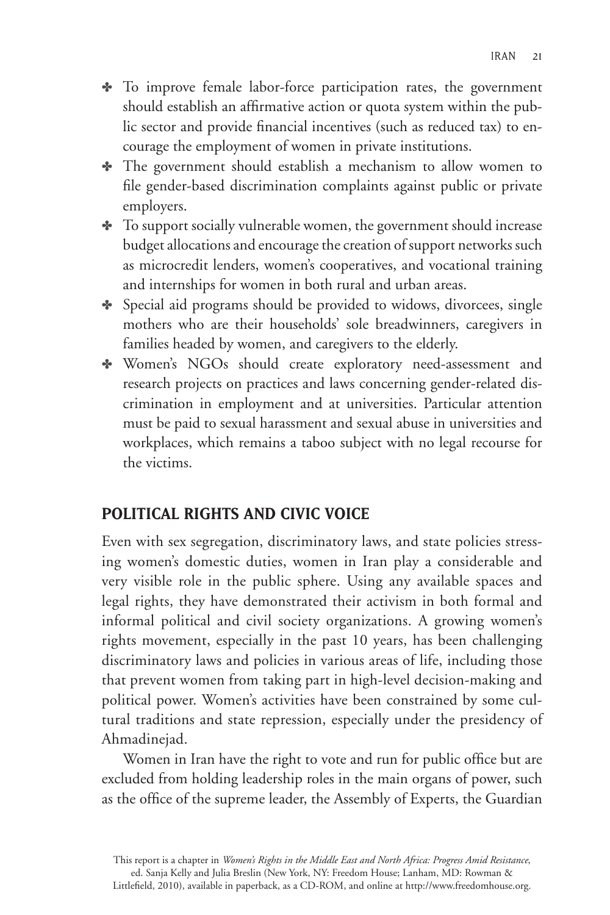- To improve female labor-force participation rates, the government should establish an affirmative action or quota system within the public sector and provide financial incentives (such as reduced tax) to encourage the employment of women in private institutions.
- The government should establish a mechanism to allow women to file gender-based discrimination complaints against public or private employers.
- To support socially vulnerable women, the government should increase budget allocations and encourage the creation of support networks such as microcredit lenders, women's cooperatives, and vocational training and internships for women in both rural and urban areas.
- Special aid programs should be provided to widows, divorcees, single mothers who are their households' sole breadwinners, caregivers in families headed by women, and caregivers to the elderly.
- Women's NGOs should create exploratory need-assessment and research projects on practices and laws concerning gender-related discrimination in employment and at universities. Particular attention must be paid to sexual harassment and sexual abuse in universities and workplaces, which remains a taboo subject with no legal recourse for the victims.

## POLITICAL RIGHTS AND CIVIC VOICE

Even with sex segregation, discriminatory laws, and state policies stressing women's domestic duties, women in Iran play a considerable and very visible role in the public sphere. Using any available spaces and legal rights, they have demonstrated their activism in both formal and informal political and civil society organizations. A growing women's rights movement, especially in the past 10 years, has been challenging discriminatory laws and policies in various areas of life, including those that prevent women from taking part in high-level decision-making and political power. Women's activities have been constrained by some cultural traditions and state repression, especially under the presidency of Ahmadinejad.

Women in Iran have the right to vote and run for public office but are excluded from holding leadership roles in the main organs of power, such as the office of the supreme leader, the Assembly of Experts, the Guardian

This report is a chapter in *Women's Rights in the Middle East and North Africa: Progress Amid Resistance*, ed. Sanja Kelly and Julia Breslin (New York, NY: Freedom House; Lanham, MD: Rowman & Littlefield, 2010), available in paperback, as a CD-ROM, and online at http://www.freedomhouse.org.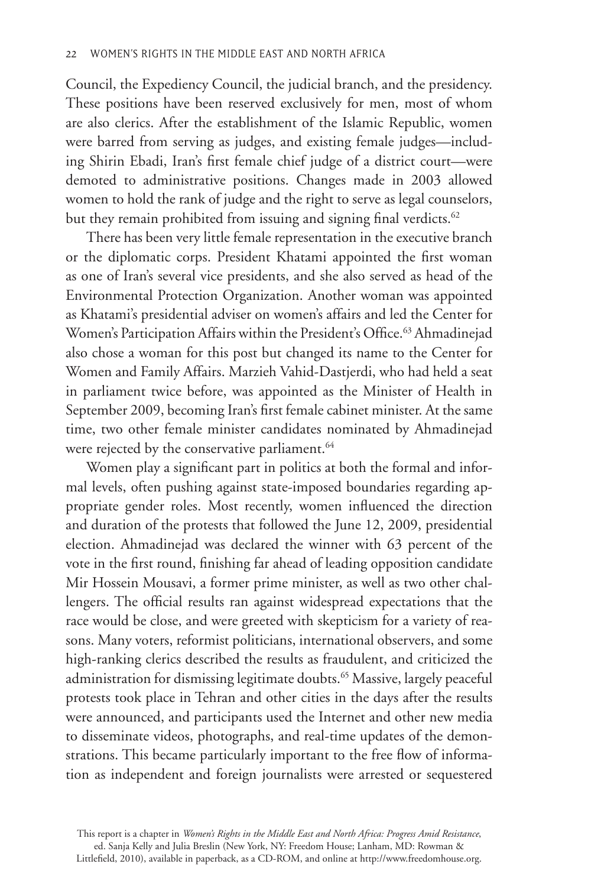Council, the Expediency Council, the judicial branch, and the presidency. These positions have been reserved exclusively for men, most of whom are also clerics. After the establishment of the Islamic Republic, women were barred from serving as judges, and existing female judges—including Shirin Ebadi, Iran's first female chief judge of a district court—were demoted to administrative positions. Changes made in 2003 allowed women to hold the rank of judge and the right to serve as legal counselors, but they remain prohibited from issuing and signing final verdicts.[62]

There has been very little female representation in the executive branch or the diplomatic corps. President Khatami appointed the first woman as one of Iran's several vice presidents, and she also served as head of the Environmental Protection Organization. Another woman was appointed as Khatami's presidential adviser on women's affairs and led the Center for Women's Participation Affairs within the President's Office.[63] Ahmadinejad also chose a woman for this post but changed its name to the Center for Women and Family Affairs. Marzieh Vahid-Dastjerdi, who had held a seat in parliament twice before, was appointed as the Minister of Health in September 2009, becoming Iran's first female cabinet minister. At the same time, two other female minister candidates nominated by Ahmadinejad were rejected by the conservative parliament.[64]

Women play a significant part in politics at both the formal and informal levels, often pushing against state-imposed boundaries regarding appropriate gender roles. Most recently, women influenced the direction and duration of the protests that followed the June 12, 2009, presidential election. Ahmadinejad was declared the winner with 63 percent of the vote in the first round, finishing far ahead of leading opposition candidate Mir Hossein Mousavi, a former prime minister, as well as two other challengers. The official results ran against widespread expectations that the race would be close, and were greeted with skepticism for a variety of reasons. Many voters, reformist politicians, international observers, and some high-ranking clerics described the results as fraudulent, and criticized the administration for dismissing legitimate doubts.[65] Massive, largely peaceful protests took place in Tehran and other cities in the days after the results were announced, and participants used the Internet and other new media to disseminate videos, photographs, and real-time updates of the demonstrations. This became particularly important to the free flow of information as independent and foreign journalists were arrested or sequestered

This report is a chapter in *Women's Rights in the Middle East and North Africa: Progress Amid Resistance*, ed. Sanja Kelly and Julia Breslin (New York, NY: Freedom House; Lanham, MD: Rowman & Littlefield, 2010), available in paperback, as a CD-ROM, and online at http://www.freedomhouse.org.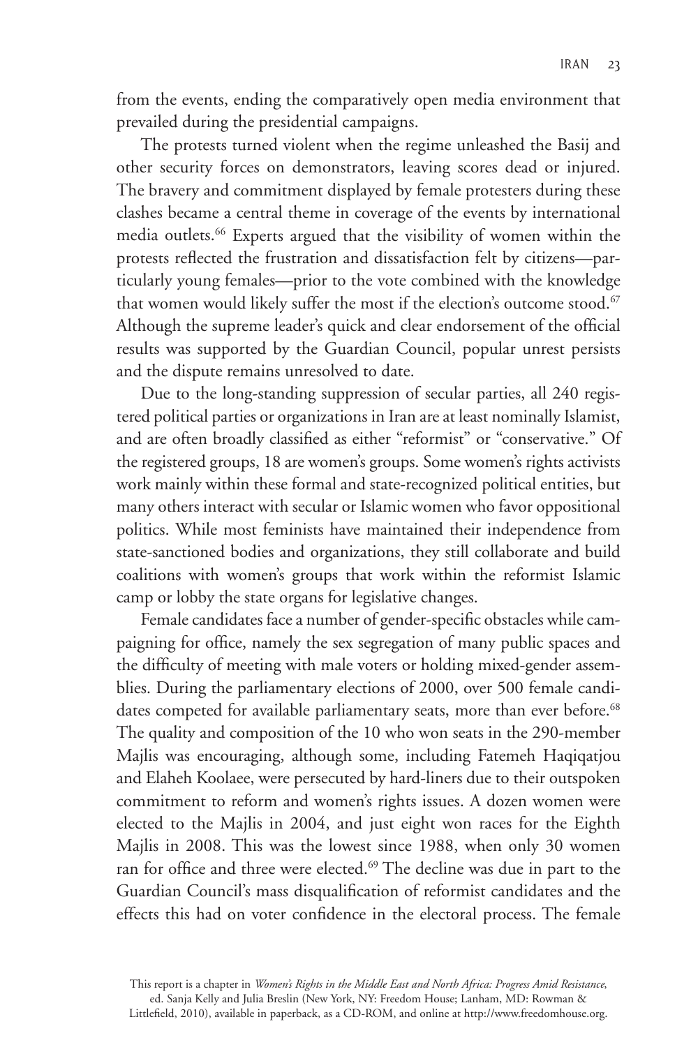from the events, ending the comparatively open media environment that prevailed during the presidential campaigns.

The protests turned violent when the regime unleashed the Basij and other security forces on demonstrators, leaving scores dead or injured. The bravery and commitment displayed by female protesters during these clashes became a central theme in coverage of the events by international media outlets.[66] Experts argued that the visibility of women within the protests reflected the frustration and dissatisfaction felt by citizens—particularly young females—prior to the vote combined with the knowledge that women would likely suffer the most if the election's outcome stood.[67] Although the supreme leader's quick and clear endorsement of the official results was supported by the Guardian Council, popular unrest persists and the dispute remains unresolved to date.

Due to the long-standing suppression of secular parties, all 240 registered political parties or organizations in Iran are at least nominally Islamist, and are often broadly classified as either "reformist" or "conservative." Of the registered groups, 18 are women's groups. Some women's rights activists work mainly within these formal and state-recognized political entities, but many others interact with secular or Islamic women who favor oppositional politics. While most feminists have maintained their independence from state-sanctioned bodies and organizations, they still collaborate and build coalitions with women's groups that work within the reformist Islamic camp or lobby the state organs for legislative changes.

Female candidates face a number of gender-specific obstacles while campaigning for office, namely the sex segregation of many public spaces and the difficulty of meeting with male voters or holding mixed-gender assemblies. During the parliamentary elections of 2000, over 500 female candidates competed for available parliamentary seats, more than ever before.[68] The quality and composition of the 10 who won seats in the 290-member Majlis was encouraging, although some, including Fatemeh Haqiqatjou and Elaheh Koolaee, were persecuted by hard-liners due to their outspoken commitment to reform and women's rights issues. A dozen women were elected to the Majlis in 2004, and just eight won races for the Eighth Majlis in 2008. This was the lowest since 1988, when only 30 women ran for office and three were elected.[69] The decline was due in part to the Guardian Council's mass disqualification of reformist candidates and the effects this had on voter confidence in the electoral process. The female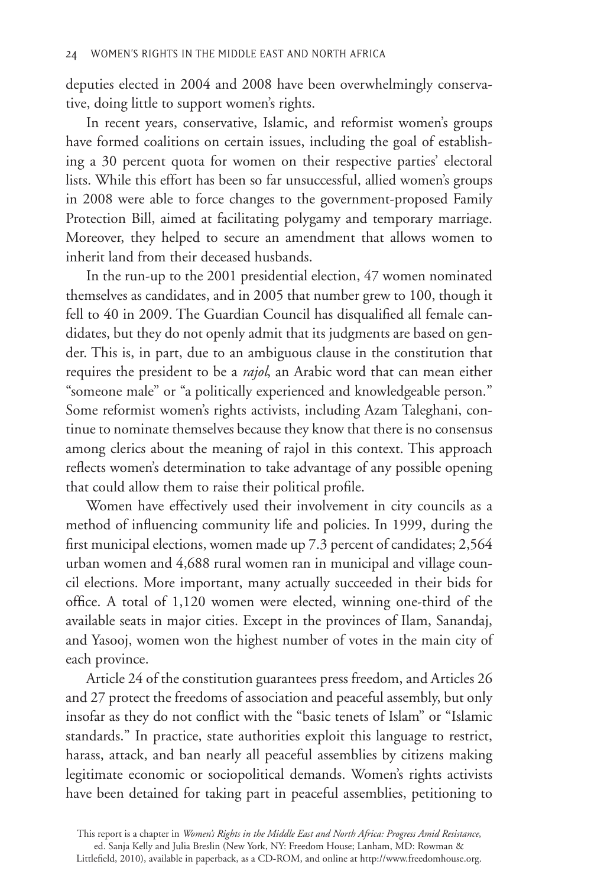deputies elected in 2004 and 2008 have been overwhelmingly conservative, doing little to support women's rights.

In recent years, conservative, Islamic, and reformist women's groups have formed coalitions on certain issues, including the goal of establishing a 30 percent quota for women on their respective parties' electoral lists. While this effort has been so far unsuccessful, allied women's groups in 2008 were able to force changes to the government-proposed Family Protection Bill, aimed at facilitating polygamy and temporary marriage. Moreover, they helped to secure an amendment that allows women to inherit land from their deceased husbands.

In the run-up to the 2001 presidential election, 47 women nominated themselves as candidates, and in 2005 that number grew to 100, though it fell to 40 in 2009. The Guardian Council has disqualified all female candidates, but they do not openly admit that its judgments are based on gender. This is, in part, due to an ambiguous clause in the constitution that requires the president to be a *rajol*, an Arabic word that can mean either "someone male" or "a politically experienced and knowledgeable person." Some reformist women's rights activists, including Azam Taleghani, continue to nominate themselves because they know that there is no consensus among clerics about the meaning of rajol in this context. This approach reflects women's determination to take advantage of any possible opening that could allow them to raise their political profile.

Women have effectively used their involvement in city councils as a method of influencing community life and policies. In 1999, during the first municipal elections, women made up 7.3 percent of candidates; 2,564 urban women and 4,688 rural women ran in municipal and village council elections. More important, many actually succeeded in their bids for office. A total of 1,120 women were elected, winning one-third of the available seats in major cities. Except in the provinces of Ilam, Sanandaj, and Yasooj, women won the highest number of votes in the main city of each province.

Article 24 of the constitution guarantees press freedom, and Articles 26 and 27 protect the freedoms of association and peaceful assembly, but only insofar as they do not conflict with the "basic tenets of Islam" or "Islamic standards." In practice, state authorities exploit this language to restrict, harass, attack, and ban nearly all peaceful assemblies by citizens making legitimate economic or sociopolitical demands. Women's rights activists have been detained for taking part in peaceful assemblies, petitioning to

This report is a chapter in *Women's Rights in the Middle East and North Africa: Progress Amid Resistance*, ed. Sanja Kelly and Julia Breslin (New York, NY: Freedom House; Lanham, MD: Rowman & Littlefield, 2010), available in paperback, as a CD-ROM, and online at http://www.freedomhouse.org.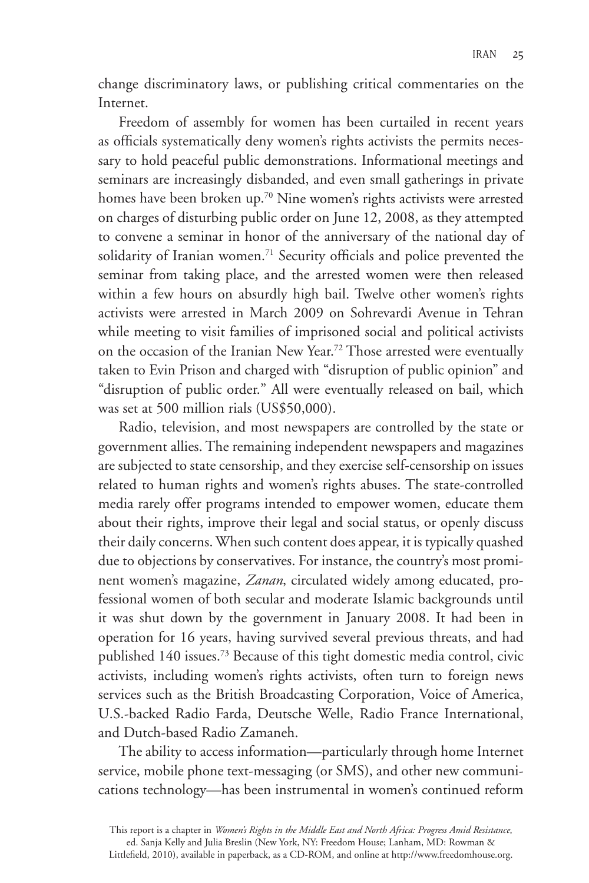change discriminatory laws, or publishing critical commentaries on the Internet.

Freedom of assembly for women has been curtailed in recent years as officials systematically deny women's rights activists the permits necessary to hold peaceful public demonstrations. Informational meetings and seminars are increasingly disbanded, and even small gatherings in private homes have been broken up.[70] Nine women's rights activists were arrested on charges of disturbing public order on June 12, 2008, as they attempted to convene a seminar in honor of the anniversary of the national day of solidarity of Iranian women.[71] Security officials and police prevented the seminar from taking place, and the arrested women were then released within a few hours on absurdly high bail. Twelve other women's rights activists were arrested in March 2009 on Sohrevardi Avenue in Tehran while meeting to visit families of imprisoned social and political activists on the occasion of the Iranian New Year.[72] Those arrested were eventually taken to Evin Prison and charged with "disruption of public opinion" and "disruption of public order." All were eventually released on bail, which was set at 500 million rials (US$50,000).

Radio, television, and most newspapers are controlled by the state or government allies. The remaining independent newspapers and magazines are subjected to state censorship, and they exercise self-censorship on issues related to human rights and women's rights abuses. The state-controlled media rarely offer programs intended to empower women, educate them about their rights, improve their legal and social status, or openly discuss their daily concerns. When such content does appear, it is typically quashed due to objections by conservatives. For instance, the country's most prominent women's magazine, *Zanan*, circulated widely among educated, professional women of both secular and moderate Islamic backgrounds until it was shut down by the government in January 2008. It had been in operation for 16 years, having survived several previous threats, and had published 140 issues.[73] Because of this tight domestic media control, civic activists, including women's rights activists, often turn to foreign news services such as the British Broadcasting Corporation, Voice of America, U.S.-backed Radio Farda, Deutsche Welle, Radio France International, and Dutch-based Radio Zamaneh.

The ability to access information—particularly through home Internet service, mobile phone text-messaging (or SMS), and other new communications technology—has been instrumental in women's continued reform

This report is a chapter in *Women's Rights in the Middle East and North Africa: Progress Amid Resistance*, ed. Sanja Kelly and Julia Breslin (New York, NY: Freedom House; Lanham, MD: Rowman & Littlefield, 2010), available in paperback, as a CD-ROM, and online at http://www.freedomhouse.org.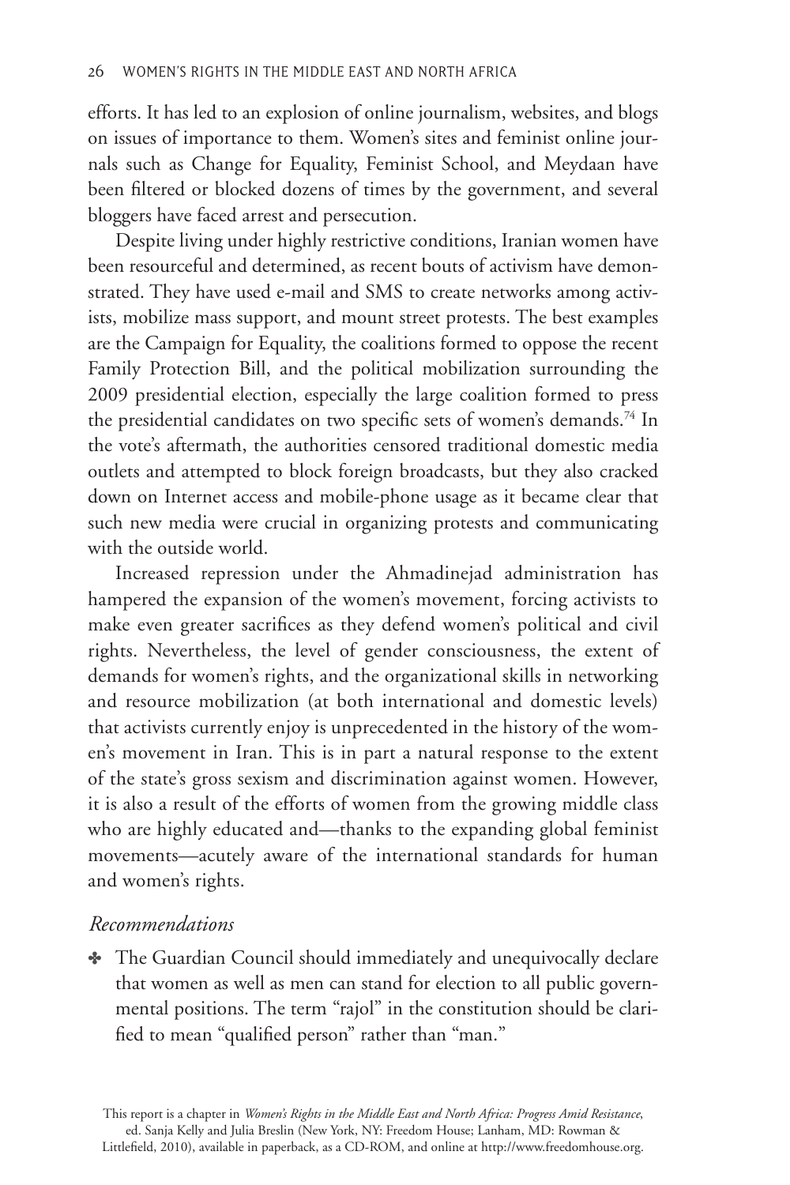efforts. It has led to an explosion of online journalism, websites, and blogs on issues of importance to them. Women's sites and feminist online journals such as Change for Equality, Feminist School, and Meydaan have been filtered or blocked dozens of times by the government, and several bloggers have faced arrest and persecution.

Despite living under highly restrictive conditions, Iranian women have been resourceful and determined, as recent bouts of activism have demonstrated. They have used e-mail and SMS to create networks among activists, mobilize mass support, and mount street protests. The best examples are the Campaign for Equality, the coalitions formed to oppose the recent Family Protection Bill, and the political mobilization surrounding the 2009 presidential election, especially the large coalition formed to press the presidential candidates on two specific sets of women's demands.[74] In the vote's aftermath, the authorities censored traditional domestic media outlets and attempted to block foreign broadcasts, but they also cracked down on Internet access and mobile-phone usage as it became clear that such new media were crucial in organizing protests and communicating with the outside world.

Increased repression under the Ahmadinejad administration has hampered the expansion of the women's movement, forcing activists to make even greater sacrifices as they defend women's political and civil rights. Nevertheless, the level of gender consciousness, the extent of demands for women's rights, and the organizational skills in networking and resource mobilization (at both international and domestic levels) that activists currently enjoy is unprecedented in the history of the women's movement in Iran. This is in part a natural response to the extent of the state's gross sexism and discrimination against women. However, it is also a result of the efforts of women from the growing middle class who are highly educated and—thanks to the expanding global feminist movements—acutely aware of the international standards for human and women's rights.

### *Recommendations*

- The Guardian Council should immediately and unequivocally declare that women as well as men can stand for election to all public governmental positions. The term "rajol" in the constitution should be clarified to mean "qualified person" rather than "man."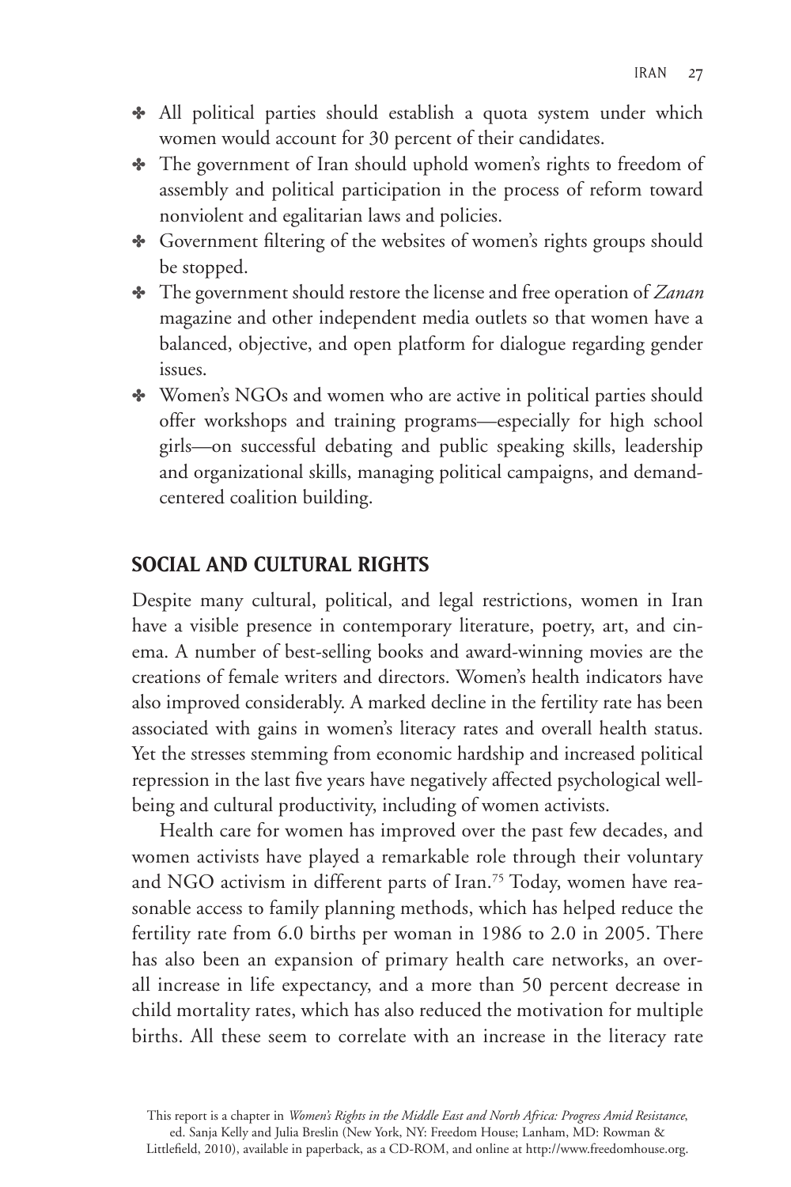- All political parties should establish a quota system under which women would account for 30 percent of their candidates.
- The government of Iran should uphold women's rights to freedom of assembly and political participation in the process of reform toward nonviolent and egalitarian laws and policies.
- Government filtering of the websites of women's rights groups should be stopped.
- The government should restore the license and free operation of *Zanan* magazine and other independent media outlets so that women have a balanced, objective, and open platform for dialogue regarding gender issues.
- Women's NGOs and women who are active in political parties should offer workshops and training programs—especially for high school girls—on successful debating and public speaking skills, leadership and organizational skills, managing political campaigns, and demand-centered coalition building.

## SOCIAL AND CULTURAL RIGHTS

Despite many cultural, political, and legal restrictions, women in Iran have a visible presence in contemporary literature, poetry, art, and cinema. A number of best-selling books and award-winning movies are the creations of female writers and directors. Women's health indicators have also improved considerably. A marked decline in the fertility rate has been associated with gains in women's literacy rates and overall health status. Yet the stresses stemming from economic hardship and increased political repression in the last five years have negatively affected psychological well-being and cultural productivity, including of women activists.

Health care for women has improved over the past few decades, and women activists have played a remarkable role through their voluntary and NGO activism in different parts of Iran.[75] Today, women have reasonable access to family planning methods, which has helped reduce the fertility rate from 6.0 births per woman in 1986 to 2.0 in 2005. There has also been an expansion of primary health care networks, an overall increase in life expectancy, and a more than 50 percent decrease in child mortality rates, which has also reduced the motivation for multiple births. All these seem to correlate with an increase in the literacy rate

This report is a chapter in *Women's Rights in the Middle East and North Africa: Progress Amid Resistance*, ed. Sanja Kelly and Julia Breslin (New York, NY: Freedom House; Lanham, MD: Rowman & Littlefield, 2010), available in paperback, as a CD-ROM, and online at http://www.freedomhouse.org.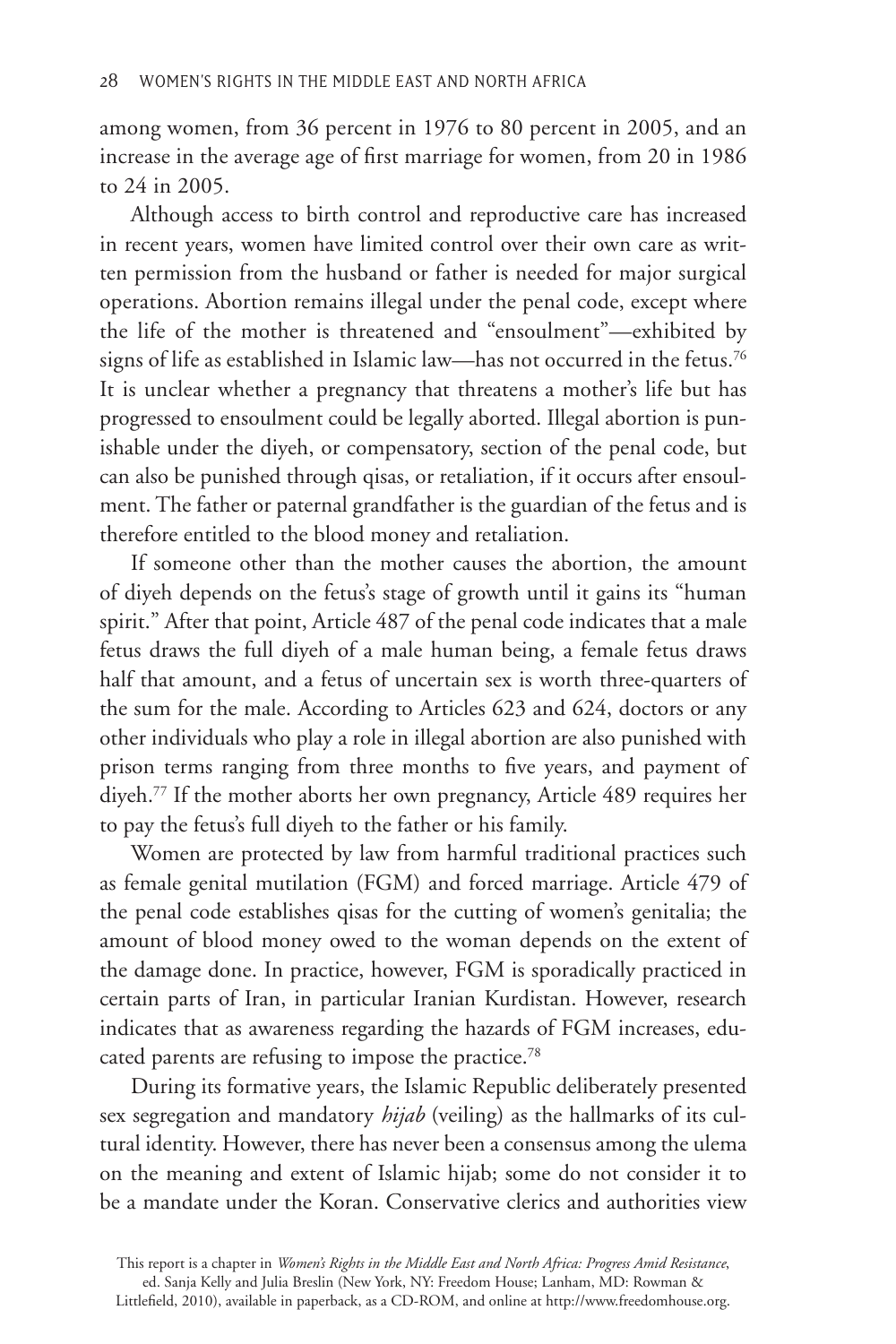among women, from 36 percent in 1976 to 80 percent in 2005, and an increase in the average age of first marriage for women, from 20 in 1986 to 24 in 2005.

Although access to birth control and reproductive care has increased in recent years, women have limited control over their own care as written permission from the husband or father is needed for major surgical operations. Abortion remains illegal under the penal code, except where the life of the mother is threatened and "ensoulment"—exhibited by signs of life as established in Islamic law—has not occurred in the fetus.[76] It is unclear whether a pregnancy that threatens a mother's life but has progressed to ensoulment could be legally aborted. Illegal abortion is punishable under the diyeh, or compensatory, section of the penal code, but can also be punished through qisas, or retaliation, if it occurs after ensoulment. The father or paternal grandfather is the guardian of the fetus and is therefore entitled to the blood money and retaliation.

If someone other than the mother causes the abortion, the amount of diyeh depends on the fetus's stage of growth until it gains its "human spirit." After that point, Article 487 of the penal code indicates that a male fetus draws the full diyeh of a male human being, a female fetus draws half that amount, and a fetus of uncertain sex is worth three-quarters of the sum for the male. According to Articles 623 and 624, doctors or any other individuals who play a role in illegal abortion are also punished with prison terms ranging from three months to five years, and payment of diyeh.[77] If the mother aborts her own pregnancy, Article 489 requires her to pay the fetus's full diyeh to the father or his family.

Women are protected by law from harmful traditional practices such as female genital mutilation (FGM) and forced marriage. Article 479 of the penal code establishes qisas for the cutting of women's genitalia; the amount of blood money owed to the woman depends on the extent of the damage done. In practice, however, FGM is sporadically practiced in certain parts of Iran, in particular Iranian Kurdistan. However, research indicates that as awareness regarding the hazards of FGM increases, educated parents are refusing to impose the practice.[78]

During its formative years, the Islamic Republic deliberately presented sex segregation and mandatory *hijab* (veiling) as the hallmarks of its cultural identity. However, there has never been a consensus among the ulema on the meaning and extent of Islamic hijab; some do not consider it to be a mandate under the Koran. Conservative clerics and authorities view

This report is a chapter in *Women's Rights in the Middle East and North Africa: Progress Amid Resistance*, ed. Sanja Kelly and Julia Breslin (New York, NY: Freedom House; Lanham, MD: Rowman & Littlefield, 2010), available in paperback, as a CD-ROM, and online at http://www.freedomhouse.org.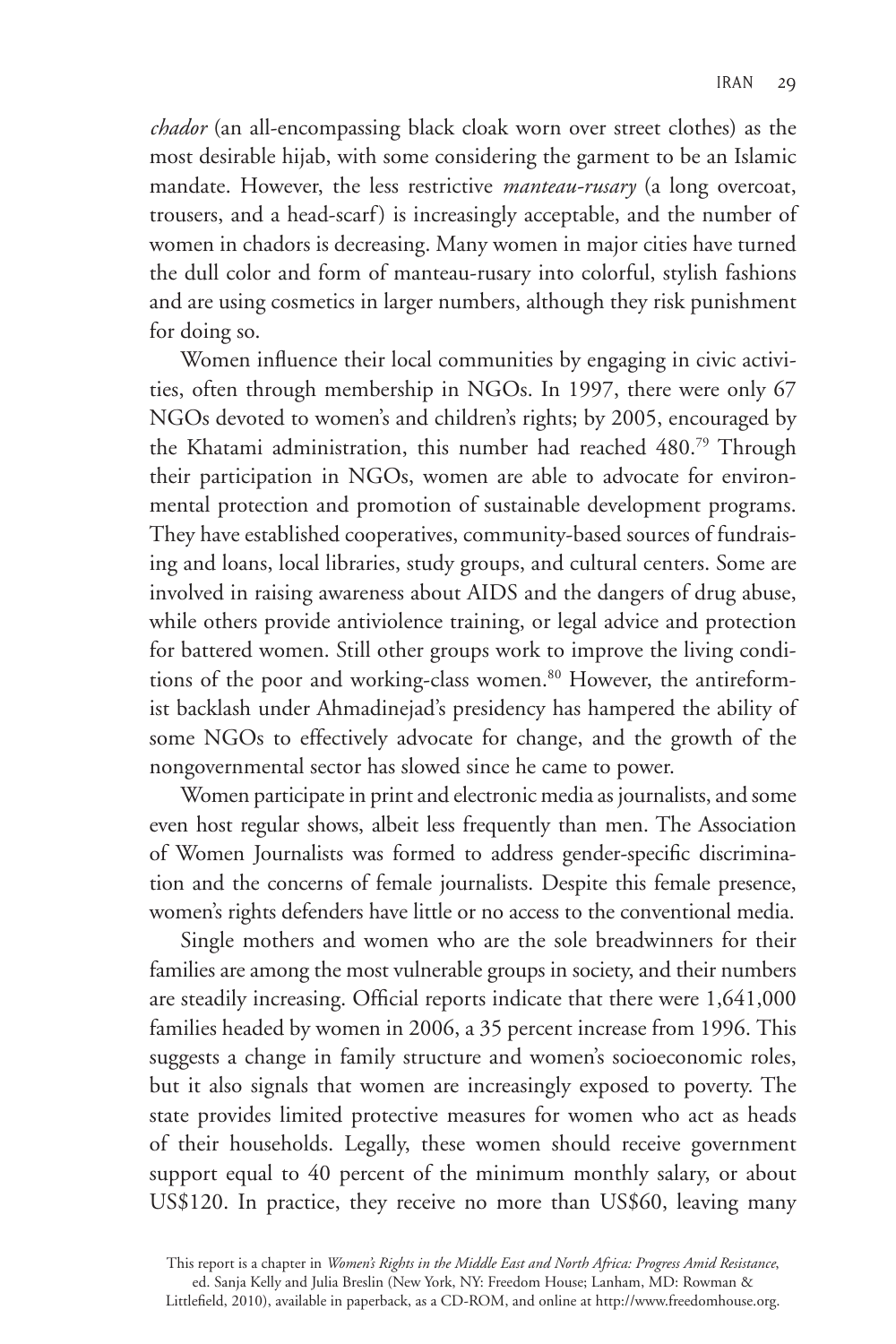*chador* (an all-encompassing black cloak worn over street clothes) as the most desirable hijab, with some considering the garment to be an Islamic mandate. However, the less restrictive *manteau-rusary* (a long overcoat, trousers, and a head-scarf) is increasingly acceptable, and the number of women in chadors is decreasing. Many women in major cities have turned the dull color and form of manteau-rusary into colorful, stylish fashions and are using cosmetics in larger numbers, although they risk punishment for doing so.

Women influence their local communities by engaging in civic activities, often through membership in NGOs. In 1997, there were only 67 NGOs devoted to women's and children's rights; by 2005, encouraged by the Khatami administration, this number had reached 480.[79] Through their participation in NGOs, women are able to advocate for environmental protection and promotion of sustainable development programs. They have established cooperatives, community-based sources of fundraising and loans, local libraries, study groups, and cultural centers. Some are involved in raising awareness about AIDS and the dangers of drug abuse, while others provide antiviolence training, or legal advice and protection for battered women. Still other groups work to improve the living conditions of the poor and working-class women.[80] However, the antireformist backlash under Ahmadinejad's presidency has hampered the ability of some NGOs to effectively advocate for change, and the growth of the nongovernmental sector has slowed since he came to power.

Women participate in print and electronic media as journalists, and some even host regular shows, albeit less frequently than men. The Association of Women Journalists was formed to address gender-specific discrimination and the concerns of female journalists. Despite this female presence, women's rights defenders have little or no access to the conventional media.

Single mothers and women who are the sole breadwinners for their families are among the most vulnerable groups in society, and their numbers are steadily increasing. Official reports indicate that there were 1,641,000 families headed by women in 2006, a 35 percent increase from 1996. This suggests a change in family structure and women's socioeconomic roles, but it also signals that women are increasingly exposed to poverty. The state provides limited protective measures for women who act as heads of their households. Legally, these women should receive government support equal to 40 percent of the minimum monthly salary, or about US$120. In practice, they receive no more than US$60, leaving many

This report is a chapter in *Women's Rights in the Middle East and North Africa: Progress Amid Resistance*, ed. Sanja Kelly and Julia Breslin (New York, NY: Freedom House; Lanham, MD: Rowman & Littlefield, 2010), available in paperback, as a CD-ROM, and online at http://www.freedomhouse.org.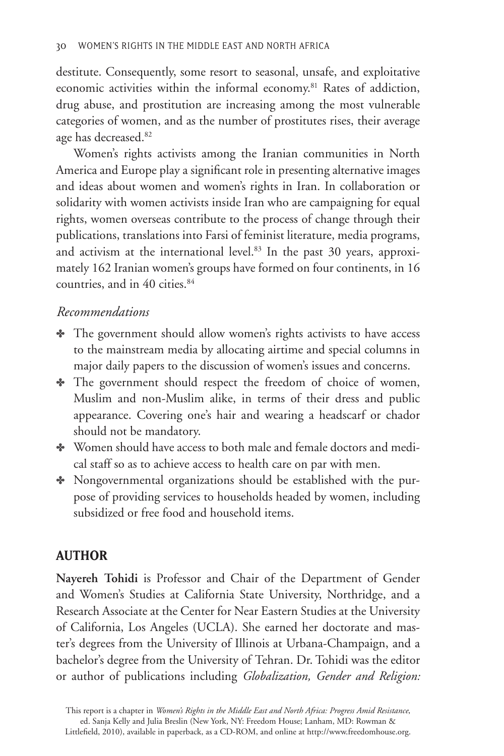destitute. Consequently, some resort to seasonal, unsafe, and exploitative economic activities within the informal economy.[81] Rates of addiction, drug abuse, and prostitution are increasing among the most vulnerable categories of women, and as the number of prostitutes rises, their average age has decreased.[82]

Women's rights activists among the Iranian communities in North America and Europe play a significant role in presenting alternative images and ideas about women and women's rights in Iran. In collaboration or solidarity with women activists inside Iran who are campaigning for equal rights, women overseas contribute to the process of change through their publications, translations into Farsi of feminist literature, media programs, and activism at the international level.[83] In the past 30 years, approximately 162 Iranian women's groups have formed on four continents, in 16 countries, and in 40 cities.[84]

*Recommendations*

- The government should allow women's rights activists to have access to the mainstream media by allocating airtime and special columns in major daily papers to the discussion of women's issues and concerns.
- The government should respect the freedom of choice of women, Muslim and non-Muslim alike, in terms of their dress and public appearance. Covering one's hair and wearing a headscarf or chador should not be mandatory.
- Women should have access to both male and female doctors and medical staff so as to achieve access to health care on par with men.
- Nongovernmental organizations should be established with the purpose of providing services to households headed by women, including subsidized or free food and household items.

## AUTHOR

**Nayereh Tohidi** is Professor and Chair of the Department of Gender and Women's Studies at California State University, Northridge, and a Research Associate at the Center for Near Eastern Studies at the University of California, Los Angeles (UCLA). She earned her doctorate and master's degrees from the University of Illinois at Urbana-Champaign, and a bachelor's degree from the University of Tehran. Dr. Tohidi was the editor or author of publications including *Globalization, Gender and Religion:*

This report is a chapter in *Women's Rights in the Middle East and North Africa: Progress Amid Resistance*, ed. Sanja Kelly and Julia Breslin (New York, NY: Freedom House; Lanham, MD: Rowman & Littlefield, 2010), available in paperback, as a CD-ROM, and online at http://www.freedomhouse.org.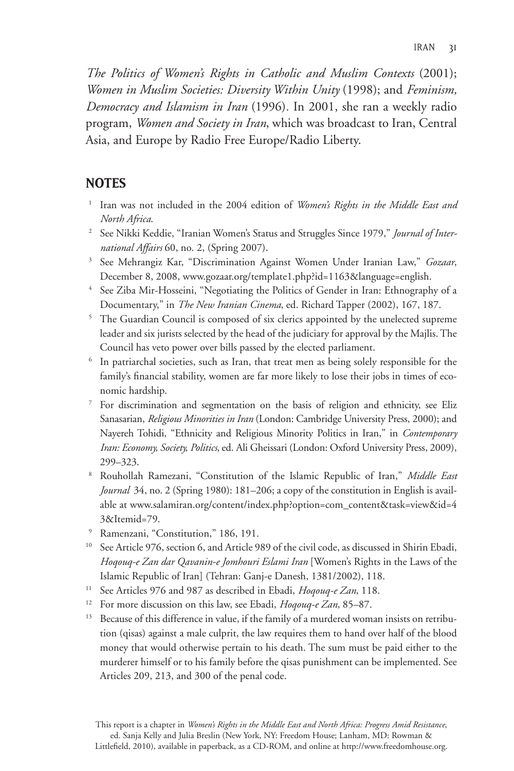*The Politics of Women's Rights in Catholic and Muslim Contexts* (2001); *Women in Muslim Societies: Diversity Within Unity* (1998); and *Feminism, Democracy and Islamism in Iran* (1996). In 2001, she ran a weekly radio program, *Women and Society in Iran*, which was broadcast to Iran, Central Asia, and Europe by Radio Free Europe/Radio Liberty.

## NOTES

1. Iran was not included in the 2004 edition of *Women's Rights in the Middle East and North Africa*.
2. See Nikki Keddie, "Iranian Women's Status and Struggles Since 1979," *Journal of International Affairs* 60, no. 2, (Spring 2007).
3. See Mehrangiz Kar, "Discrimination Against Women Under Iranian Law," *Gozaar*, December 8, 2008, www.gozaar.org/template1.php?id=1163&language=english.
4. See Ziba Mir-Hosseini, "Negotiating the Politics of Gender in Iran: Ethnography of a Documentary," in *The New Iranian Cinema*, ed. Richard Tapper (2002), 167, 187.
5. The Guardian Council is composed of six clerics appointed by the unelected supreme leader and six jurists selected by the head of the judiciary for approval by the Majlis. The Council has veto power over bills passed by the elected parliament.
6. In patriarchal societies, such as Iran, that treat men as being solely responsible for the family's financial stability, women are far more likely to lose their jobs in times of economic hardship.
7. For discrimination and segmentation on the basis of religion and ethnicity, see Eliz Sanasarian, *Religious Minorities in Iran* (London: Cambridge University Press, 2000); and Nayereh Tohidi, "Ethnicity and Religious Minority Politics in Iran," in *Contemporary Iran: Economy, Society, Politics*, ed. Ali Gheissari (London: Oxford University Press, 2009), 299–323.
8. Rouhollah Ramezani, "Constitution of the Islamic Republic of Iran," *Middle East Journal* 34, no. 2 (Spring 1980): 181–206; a copy of the constitution in English is available at www.salamiran.org/content/index.php?option=com_content&task=view&id=43&Itemid=79.
9. Ramenzani, "Constitution," 186, 191.
10. See Article 976, section 6, and Article 989 of the civil code, as discussed in Shirin Ebadi, *Hoqouq-e Zan dar Qavanin-e Jomhouri Eslami Iran* [Women's Rights in the Laws of the Islamic Republic of Iran] (Tehran: Ganj-e Danesh, 1381/2002), 118.
11. See Articles 976 and 987 as described in Ebadi, *Hoqouq-e Zan*, 118.
12. For more discussion on this law, see Ebadi, *Hoqouq-e Zan*, 85–87.
13. Because of this difference in value, if the family of a murdered woman insists on retribution (qisas) against a male culprit, the law requires them to hand over half of the blood money that would otherwise pertain to his death. The sum must be paid either to the murderer himself or to his family before the qisas punishment can be implemented. See Articles 209, 213, and 300 of the penal code.

This report is a chapter in *Women's Rights in the Middle East and North Africa: Progress Amid Resistance*, ed. Sanja Kelly and Julia Breslin (New York, NY: Freedom House; Lanham, MD: Rowman & Littlefield, 2010), available in paperback, as a CD-ROM, and online at http://www.freedomhouse.org.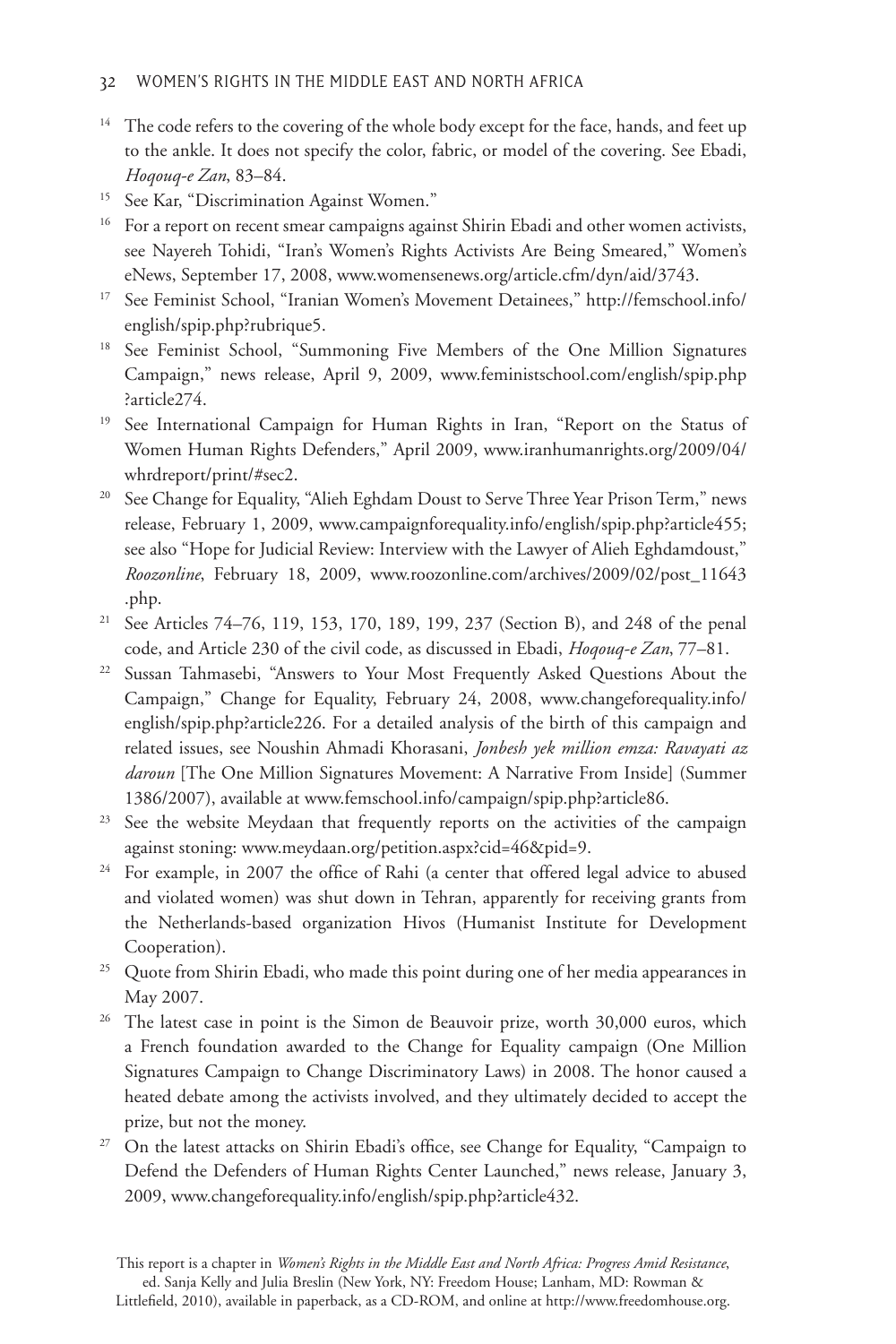[14] The code refers to the covering of the whole body except for the face, hands, and feet up to the ankle. It does not specify the color, fabric, or model of the covering. See Ebadi, *Hoqouq-e Zan*, 83–84.

[15] See Kar, "Discrimination Against Women."

[16] For a report on recent smear campaigns against Shirin Ebadi and other women activists, see Nayereh Tohidi, "Iran's Women's Rights Activists Are Being Smeared," Women's eNews, September 17, 2008, www.womensenews.org/article.cfm/dyn/aid/3743.

[17] See Feminist School, "Iranian Women's Movement Detainees," http://femschool.info/english/spip.php?rubrique5.

[18] See Feminist School, "Summoning Five Members of the One Million Signatures Campaign," news release, April 9, 2009, www.feministschool.com/english/spip.php?article274.

[19] See International Campaign for Human Rights in Iran, "Report on the Status of Women Human Rights Defenders," April 2009, www.iranhumanrights.org/2009/04/whrdreport/print/#sec2.

[20] See Change for Equality, "Alieh Eghdam Doust to Serve Three Year Prison Term," news release, February 1, 2009, www.campaignforequality.info/english/spip.php?article455; see also "Hope for Judicial Review: Interview with the Lawyer of Alieh Eghdamdoust," *Roozonline*, February 18, 2009, www.roozonline.com/archives/2009/02/post_11643.php.

[21] See Articles 74–76, 119, 153, 170, 189, 199, 237 (Section B), and 248 of the penal code, and Article 230 of the civil code, as discussed in Ebadi, *Hoqouq-e Zan*, 77–81.

[22] Sussan Tahmasebi, "Answers to Your Most Frequently Asked Questions About the Campaign," Change for Equality, February 24, 2008, www.changeforequality.info/english/spip.php?article226. For a detailed analysis of the birth of this campaign and related issues, see Noushin Ahmadi Khorasani, *Jonbesh yek million emza: Ravayati az daroun* [The One Million Signatures Movement: A Narrative From Inside] (Summer 1386/2007), available at www.femschool.info/campaign/spip.php?article86.

[23] See the website Meydaan that frequently reports on the activities of the campaign against stoning: www.meydaan.org/petition.aspx?cid=46&pid=9.

[24] For example, in 2007 the office of Rahi (a center that offered legal advice to abused and violated women) was shut down in Tehran, apparently for receiving grants from the Netherlands-based organization Hivos (Humanist Institute for Development Cooperation).

[25] Quote from Shirin Ebadi, who made this point during one of her media appearances in May 2007.

[26] The latest case in point is the Simon de Beauvoir prize, worth 30,000 euros, which a French foundation awarded to the Change for Equality campaign (One Million Signatures Campaign to Change Discriminatory Laws) in 2008. The honor caused a heated debate among the activists involved, and they ultimately decided to accept the prize, but not the money.

[27] On the latest attacks on Shirin Ebadi's office, see Change for Equality, "Campaign to Defend the Defenders of Human Rights Center Launched," news release, January 3, 2009, www.changeforequality.info/english/spip.php?article432.

This report is a chapter in *Women's Rights in the Middle East and North Africa: Progress Amid Resistance*, ed. Sanja Kelly and Julia Breslin (New York, NY: Freedom House; Lanham, MD: Rowman & Littlefield, 2010), available in paperback, as a CD-ROM, and online at http://www.freedomhouse.org.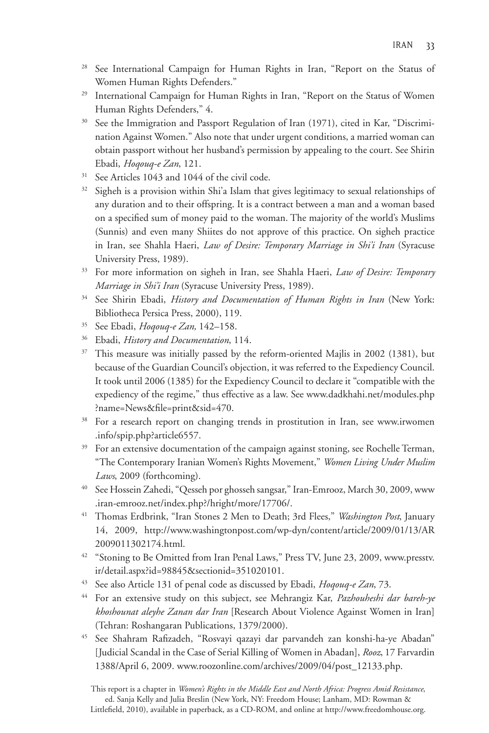[28] See International Campaign for Human Rights in Iran, "Report on the Status of Women Human Rights Defenders."

[29] International Campaign for Human Rights in Iran, "Report on the Status of Women Human Rights Defenders," 4.

[30] See the Immigration and Passport Regulation of Iran (1971), cited in Kar, "Discrimination Against Women." Also note that under urgent conditions, a married woman can obtain passport without her husband's permission by appealing to the court. See Shirin Ebadi, *Hoqouq-e Zan*, 121.

[31] See Articles 1043 and 1044 of the civil code.

[32] Sigheh is a provision within Shi'a Islam that gives legitimacy to sexual relationships of any duration and to their offspring. It is a contract between a man and a woman based on a specified sum of money paid to the woman. The majority of the world's Muslims (Sunnis) and even many Shiites do not approve of this practice. On sigheh practice in Iran, see Shahla Haeri, *Law of Desire: Temporary Marriage in Shi'i Iran* (Syracuse University Press, 1989).

[33] For more information on sigheh in Iran, see Shahla Haeri, *Law of Desire: Temporary Marriage in Shi'i Iran* (Syracuse University Press, 1989).

[34] See Shirin Ebadi, *History and Documentation of Human Rights in Iran* (New York: Bibliotheca Persica Press, 2000), 119.

[35] See Ebadi, *Hoqouq-e Zan,* 142–158.

[36] Ebadi, *History and Documentation*, 114.

[37] This measure was initially passed by the reform-oriented Majlis in 2002 (1381), but because of the Guardian Council's objection, it was referred to the Expediency Council. It took until 2006 (1385) for the Expediency Council to declare it "compatible with the expediency of the regime," thus effective as a law. See www.dadkhahi.net/modules.php?name=News&file=print&sid=470.

[38] For a research report on changing trends in prostitution in Iran, see www.irwomen.info/spip.php?article6557.

[39] For an extensive documentation of the campaign against stoning, see Rochelle Terman, "The Contemporary Iranian Women's Rights Movement," *Women Living Under Muslim Laws*, 2009 (forthcoming).

[40] See Hossein Zahedi, "Qesseh por ghosseh sangsar," Iran-Emrooz, March 30, 2009, www.iran-emrooz.net/index.php?/hright/more/17706/.

[41] Thomas Erdbrink, "Iran Stones 2 Men to Death; 3rd Flees," *Washington Post*, January 14, 2009, http://www.washingtonpost.com/wp-dyn/content/article/2009/01/13/AR2009011302174.html.

[42] "Stoning to Be Omitted from Iran Penal Laws," Press TV, June 23, 2009, www.presstv.ir/detail.aspx?id=98845&sectionid=351020101.

[43] See also Article 131 of penal code as discussed by Ebadi, *Hoqouq-e Zan*, 73.

[44] For an extensive study on this subject, see Mehrangiz Kar, *Pazhouheshi dar bareh-ye khoshounat aleyhe Zanan dar Iran* [Research About Violence Against Women in Iran] (Tehran: Roshangaran Publications, 1379/2000).

[45] See Shahram Rafizadeh, "Rosvayi qazayi dar parvandeh zan konshi-ha-ye Abadan" [Judicial Scandal in the Case of Serial Killing of Women in Abadan], *Rooz*, 17 Farvardin 1388/April 6, 2009. www.roozonline.com/archives/2009/04/post_12133.php.

This report is a chapter in *Women's Rights in the Middle East and North Africa: Progress Amid Resistance*, ed. Sanja Kelly and Julia Breslin (New York, NY: Freedom House; Lanham, MD: Rowman & Littlefield, 2010), available in paperback, as a CD-ROM, and online at http://www.freedomhouse.org.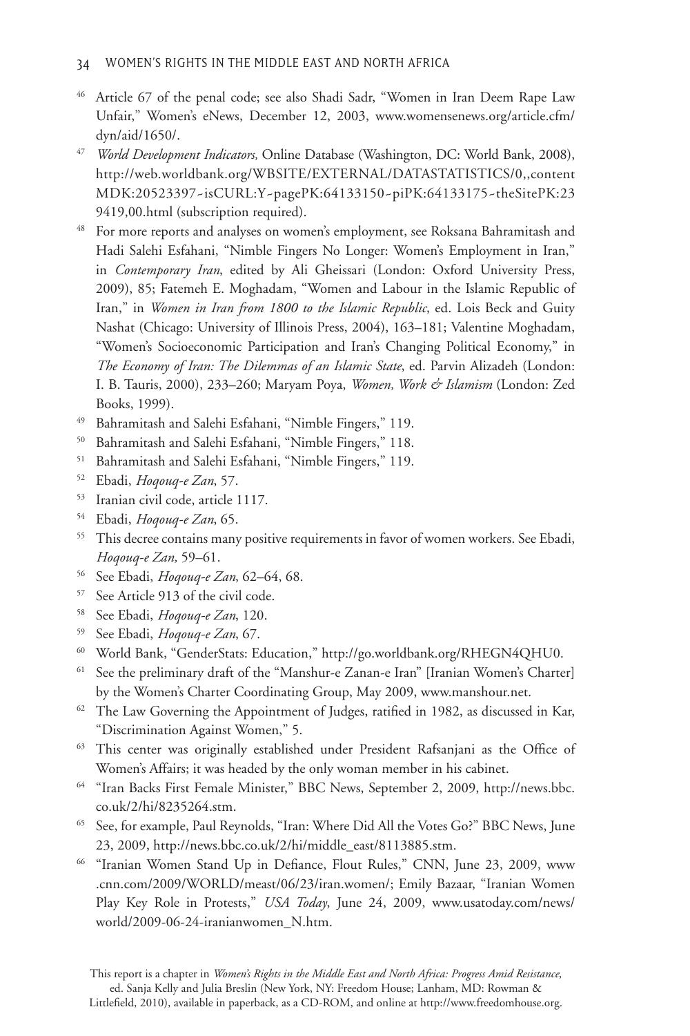[46] Article 67 of the penal code; see also Shadi Sadr, "Women in Iran Deem Rape Law Unfair," Women's eNews, December 12, 2003, www.womensenews.org/article.cfm/dyn/aid/1650/.

[47] *World Development Indicators,* Online Database (Washington, DC: World Bank, 2008), http://web.worldbank.org/WBSITE/EXTERNAL/DATASTATISTICS/0,,contentMDK:20523397~isCURL:Y~pagePK:64133150~piPK:64133175~theSitePK:239419,00.html (subscription required).

[48] For more reports and analyses on women's employment, see Roksana Bahramitash and Hadi Salehi Esfahani, "Nimble Fingers No Longer: Women's Employment in Iran," in *Contemporary Iran*, edited by Ali Gheissari (London: Oxford University Press, 2009), 85; Fatemeh E. Moghadam, "Women and Labour in the Islamic Republic of Iran," in *Women in Iran from 1800 to the Islamic Republic*, ed. Lois Beck and Guity Nashat (Chicago: University of Illinois Press, 2004), 163–181; Valentine Moghadam, "Women's Socioeconomic Participation and Iran's Changing Political Economy," in *The Economy of Iran: The Dilemmas of an Islamic State*, ed. Parvin Alizadeh (London: I. B. Tauris, 2000), 233–260; Maryam Poya, *Women, Work & Islamism* (London: Zed Books, 1999).

[49] Bahramitash and Salehi Esfahani, "Nimble Fingers," 119.

[50] Bahramitash and Salehi Esfahani, "Nimble Fingers," 118.

[51] Bahramitash and Salehi Esfahani, "Nimble Fingers," 119.

[52] Ebadi, *Hoqouq-e Zan*, 57.

[53] Iranian civil code, article 1117.

[54] Ebadi, *Hoqouq-e Zan*, 65.

[55] This decree contains many positive requirements in favor of women workers. See Ebadi, *Hoqouq-e Zan,* 59–61.

[56] See Ebadi, *Hoqouq-e Zan*, 62–64, 68.

[57] See Article 913 of the civil code.

[58] See Ebadi, *Hoqouq-e Zan*, 120.

[59] See Ebadi, *Hoqouq-e Zan*, 67.

[60] World Bank, "GenderStats: Education," http://go.worldbank.org/RHEGN4QHU0.

[61] See the preliminary draft of the "Manshur-e Zanan-e Iran" [Iranian Women's Charter] by the Women's Charter Coordinating Group, May 2009, www.manshour.net.

[62] The Law Governing the Appointment of Judges, ratified in 1982, as discussed in Kar, "Discrimination Against Women," 5.

[63] This center was originally established under President Rafsanjani as the Office of Women's Affairs; it was headed by the only woman member in his cabinet.

[64] "Iran Backs First Female Minister," BBC News, September 2, 2009, http://news.bbc.co.uk/2/hi/8235264.stm.

[65] See, for example, Paul Reynolds, "Iran: Where Did All the Votes Go?" BBC News, June 23, 2009, http://news.bbc.co.uk/2/hi/middle_east/8113885.stm.

[66] "Iranian Women Stand Up in Defiance, Flout Rules," CNN, June 23, 2009, www.cnn.com/2009/WORLD/meast/06/23/iran.women/; Emily Bazaar, "Iranian Women Play Key Role in Protests," *USA Today*, June 24, 2009, www.usatoday.com/news/world/2009-06-24-iranianwomen_N.htm.

This report is a chapter in *Women's Rights in the Middle East and North Africa: Progress Amid Resistance*, ed. Sanja Kelly and Julia Breslin (New York, NY: Freedom House; Lanham, MD: Rowman & Littlefield, 2010), available in paperback, as a CD-ROM, and online at http://www.freedomhouse.org.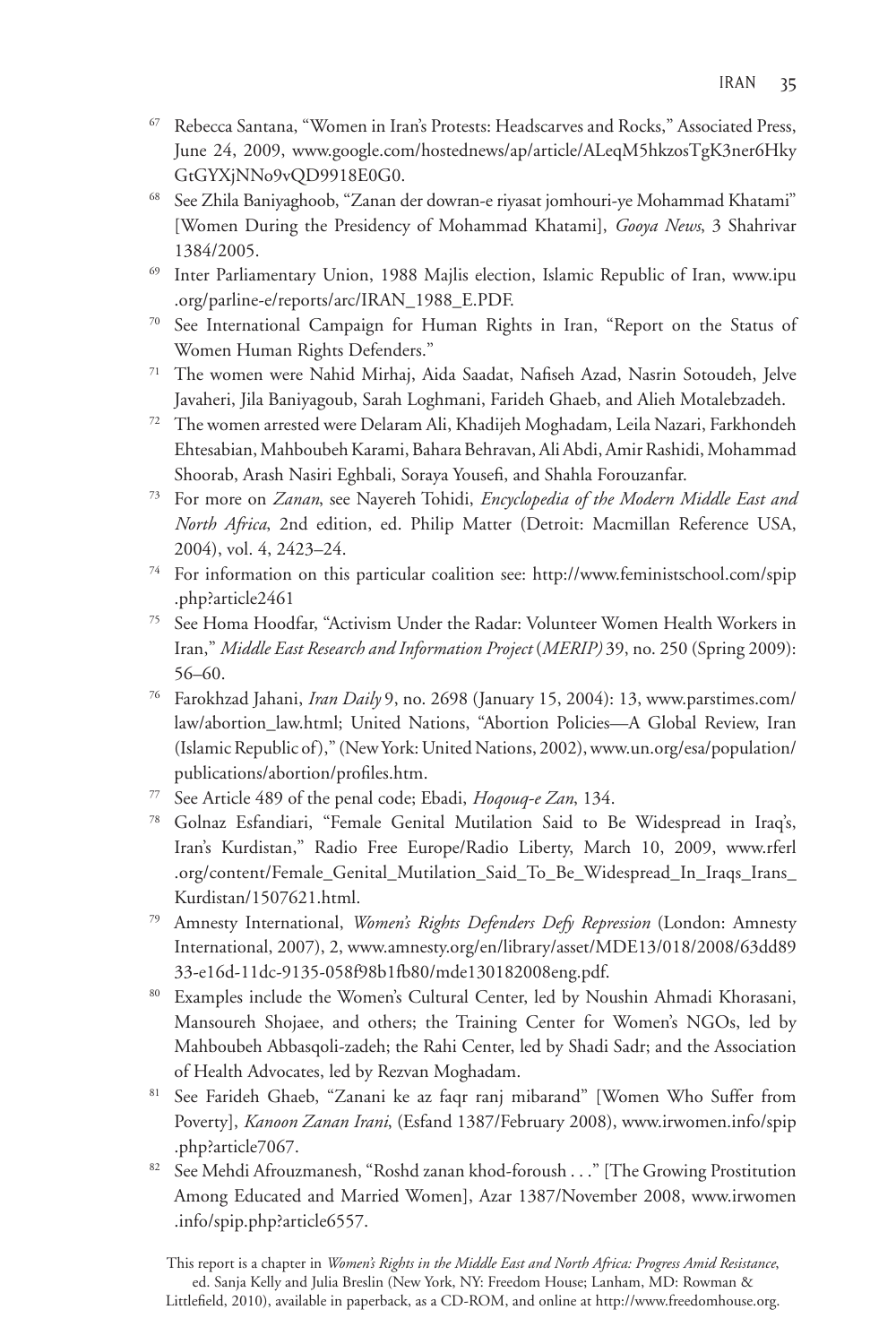67 Rebecca Santana, "Women in Iran's Protests: Headscarves and Rocks," Associated Press, June 24, 2009, www.google.com/hostednews/ap/article/ALeqM5hkzosTgK3ner6HkyGtGYXjNNo9vQD9918E0G0.

68 See Zhila Baniyaghoob, "Zanan der dowran-e riyasat jomhouri-ye Mohammad Khatami" [Women During the Presidency of Mohammad Khatami], *Gooya News*, 3 Shahrivar 1384/2005.

69 Inter Parliamentary Union, 1988 Majlis election, Islamic Republic of Iran, www.ipu.org/parline-e/reports/arc/IRAN_1988_E.PDF.

70 See International Campaign for Human Rights in Iran, "Report on the Status of Women Human Rights Defenders."

71 The women were Nahid Mirhaj, Aida Saadat, Nafiseh Azad, Nasrin Sotoudeh, Jelve Javaheri, Jila Baniyagoub, Sarah Loghmani, Farideh Ghaeb, and Alieh Motalebzadeh.

72 The women arrested were Delaram Ali, Khadijeh Moghadam, Leila Nazari, Farkhondeh Ehtesabian, Mahboubeh Karami, Bahara Behravan, Ali Abdi, Amir Rashidi, Mohammad Shoorab, Arash Nasiri Eghbali, Soraya Yousefi, and Shahla Forouzanfar.

73 For more on *Zanan*, see Nayereh Tohidi, *Encyclopedia of the Modern Middle East and North Africa*, 2nd edition, ed. Philip Matter (Detroit: Macmillan Reference USA, 2004), vol. 4, 2423–24.

74 For information on this particular coalition see: http://www.feministschool.com/spip.php?article2461

75 See Homa Hoodfar, "Activism Under the Radar: Volunteer Women Health Workers in Iran," *Middle East Research and Information Project* (*MERIP)* 39, no. 250 (Spring 2009): 56–60.

76 Farokhzad Jahani, *Iran Daily* 9, no. 2698 (January 15, 2004): 13, www.parstimes.com/law/abortion_law.html; United Nations, "Abortion Policies—A Global Review, Iran (Islamic Republic of)," (New York: United Nations, 2002), www.un.org/esa/population/publications/abortion/profiles.htm.

77 See Article 489 of the penal code; Ebadi, *Hoqouq-e Zan*, 134.

78 Golnaz Esfandiari, "Female Genital Mutilation Said to Be Widespread in Iraq's, Iran's Kurdistan," Radio Free Europe/Radio Liberty, March 10, 2009, www.rferl.org/content/Female_Genital_Mutilation_Said_To_Be_Widespread_In_Iraqs_Irans_Kurdistan/1507621.html.

79 Amnesty International, *Women's Rights Defenders Defy Repression* (London: Amnesty International, 2007), 2, www.amnesty.org/en/library/asset/MDE13/018/2008/63dd8933-e16d-11dc-9135-058f98b1fb80/mde130182008eng.pdf.

80 Examples include the Women's Cultural Center, led by Noushin Ahmadi Khorasani, Mansoureh Shojaee, and others; the Training Center for Women's NGOs, led by Mahboubeh Abbasqoli-zadeh; the Rahi Center, led by Shadi Sadr; and the Association of Health Advocates, led by Rezvan Moghadam.

81 See Farideh Ghaeb, "Zanani ke az faqr ranj mibarand" [Women Who Suffer from Poverty], *Kanoon Zanan Irani*, (Esfand 1387/February 2008), www.irwomen.info/spip.php?article7067.

82 See Mehdi Afrouzmanesh, "Roshd zanan khod-foroush . . ." [The Growing Prostitution Among Educated and Married Women], Azar 1387/November 2008, www.irwomen.info/spip.php?article6557.

This report is a chapter in *Women's Rights in the Middle East and North Africa: Progress Amid Resistance*, ed. Sanja Kelly and Julia Breslin (New York, NY: Freedom House; Lanham, MD: Rowman & Littlefield, 2010), available in paperback, as a CD-ROM, and online at http://www.freedomhouse.org.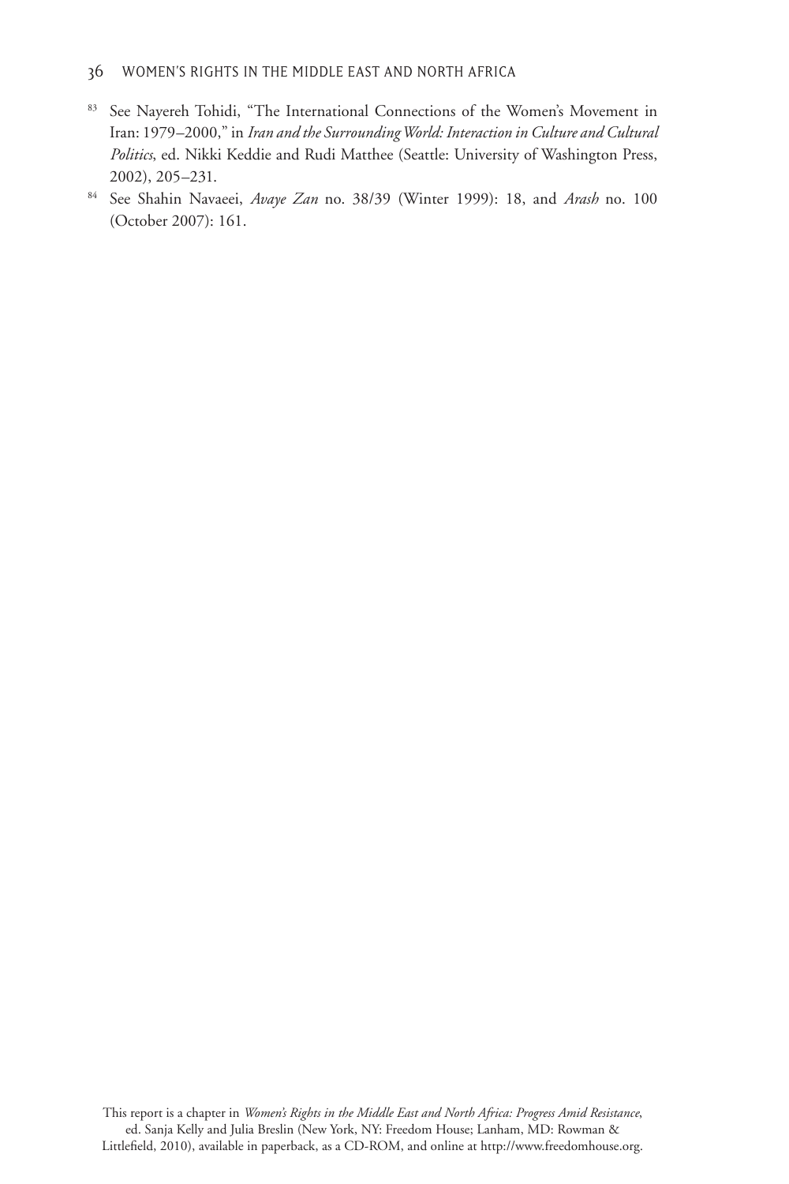[83] See Nayereh Tohidi, "The International Connections of the Women's Movement in Iran: 1979–2000," in *Iran and the Surrounding World: Interaction in Culture and Cultural Politics*, ed. Nikki Keddie and Rudi Matthee (Seattle: University of Washington Press, 2002), 205–231.

[84] See Shahin Navaeei, *Avaye Zan* no. 38/39 (Winter 1999): 18, and *Arash* no. 100 (October 2007): 161.

This report is a chapter in *Women's Rights in the Middle East and North Africa: Progress Amid Resistance*, ed. Sanja Kelly and Julia Breslin (New York, NY: Freedom House; Lanham, MD: Rowman & Littlefield, 2010), available in paperback, as a CD-ROM, and online at http://www.freedomhouse.org.